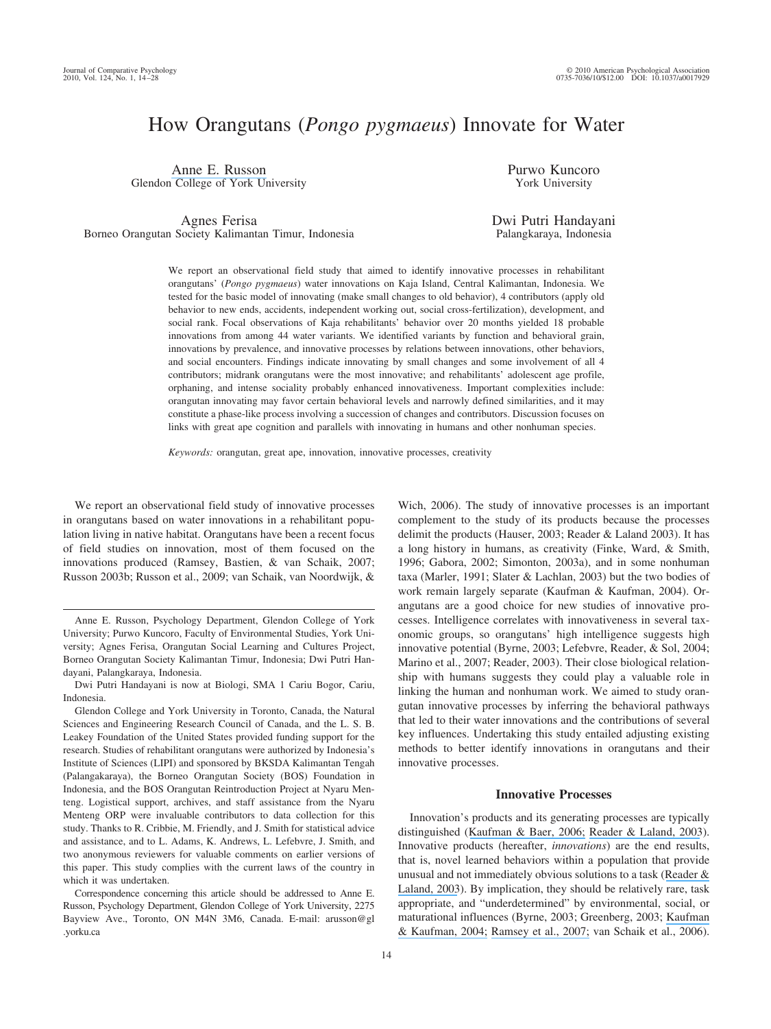# How Orangutans (*Pongo pygmaeus*) Innovate for Water

Anne E. Russon
Glendon College of York University

Purwo Kuncoro
York University

Agnes Ferisa
Borneo Orangutan Society Kalimantan Timur, Indonesia

Dwi Putri Handayani
Palangkaraya, Indonesia

We report an observational field study that aimed to identify innovative processes in rehabilitant orangutans' (*Pongo pygmaeus*) water innovations on Kaja Island, Central Kalimantan, Indonesia. We tested for the basic model of innovating (make small changes to old behavior), 4 contributors (apply old behavior to new ends, accidents, independent working out, social cross-fertilization), development, and social rank. Focal observations of Kaja rehabilitants' behavior over 20 months yielded 18 probable innovations from among 44 water variants. We identified variants by function and behavioral grain, innovations by prevalence, and innovative processes by relations between innovations, other behaviors, and social encounters. Findings indicate innovating by small changes and some involvement of all 4 contributors; midrank orangutans were the most innovative; and rehabilitants' adolescent age profile, orphaning, and intense sociality probably enhanced innovativeness. Important complexities include: orangutan innovating may favor certain behavioral levels and narrowly defined similarities, and it may constitute a phase-like process involving a succession of changes and contributors. Discussion focuses on links with great ape cognition and parallels with innovating in humans and other nonhuman species.

*Keywords:* orangutan, great ape, innovation, innovative processes, creativity

We report an observational field study of innovative processes in orangutans based on water innovations in a rehabilitant population living in native habitat. Orangutans have been a recent focus of field studies on innovation, most of them focused on the innovations produced (Ramsey, Bastien, & van Schaik, 2007; Russon 2003b; Russon et al., 2009; van Schaik, van Noordwijk, & Wich, 2006). The study of innovative processes is an important complement to the study of its products because the processes delimit the products (Hauser, 2003; Reader & Laland 2003). It has a long history in humans, as creativity (Finke, Ward, & Smith, 1996; Gabora, 2002; Simonton, 2003a), and in some nonhuman taxa (Marler, 1991; Slater & Lachlan, 2003) but the two bodies of work remain largely separate (Kaufman & Kaufman, 2004). Orangutans are a good choice for new studies of innovative processes. Intelligence correlates with innovativeness in several taxonomic groups, so orangutans' high intelligence suggests high innovative potential (Byrne, 2003; Lefebvre, Reader, & Sol, 2004; Marino et al., 2007; Reader, 2003). Their close biological relationship with humans suggests they could play a valuable role in linking the human and nonhuman work. We aimed to study orangutan innovative processes by inferring the behavioral pathways that led to their water innovations and the contributions of several key influences. Undertaking this study entailed adjusting existing methods to better identify innovations in orangutans and their innovative processes.

## Innovative Processes

Innovation's products and its generating processes are typically distinguished (Kaufman & Baer, 2006; Reader & Laland, 2003). Innovative products (hereafter, *innovations*) are the end results, that is, novel learned behaviors within a population that provide unusual and not immediately obvious solutions to a task (Reader & Laland, 2003). By implication, they should be relatively rare, task appropriate, and "underdetermined" by environmental, social, or maturational influences (Byrne, 2003; Greenberg, 2003; Kaufman & Kaufman, 2004; Ramsey et al., 2007; van Schaik et al., 2006).

---

Anne E. Russon, Psychology Department, Glendon College of York University; Purwo Kuncoro, Faculty of Environmental Studies, York University; Agnes Ferisa, Orangutan Social Learning and Cultures Project, Borneo Orangutan Society Kalimantan Timur, Indonesia; Dwi Putri Handayani, Palangkaraya, Indonesia.

Dwi Putri Handayani is now at Biologi, SMA 1 Cariu Bogor, Cariu, Indonesia.

Glendon College and York University in Toronto, Canada, the Natural Sciences and Engineering Research Council of Canada, and the L. S. B. Leakey Foundation of the United States provided funding support for the research. Studies of rehabilitant orangutans were authorized by Indonesia's Institute of Sciences (LIPI) and sponsored by BKSDA Kalimantan Tengah (Palangakaraya), the Borneo Orangutan Society (BOS) Foundation in Indonesia, and the BOS Orangutan Reintroduction Project at Nyaru Menteng. Logistical support, archives, and staff assistance from the Nyaru Menteng ORP were invaluable contributors to data collection for this study. Thanks to R. Cribbie, M. Friendly, and J. Smith for statistical advice and assistance, and to L. Adams, K. Andrews, L. Lefebvre, J. Smith, and two anonymous reviewers for valuable comments on earlier versions of this paper. This study complies with the current laws of the country in which it was undertaken.

Correspondence concerning this article should be addressed to Anne E. Russon, Psychology Department, Glendon College of York University, 2275 Bayview Ave., Toronto, ON M4N 3M6, Canada. E-mail: arusson@gl.yorku.ca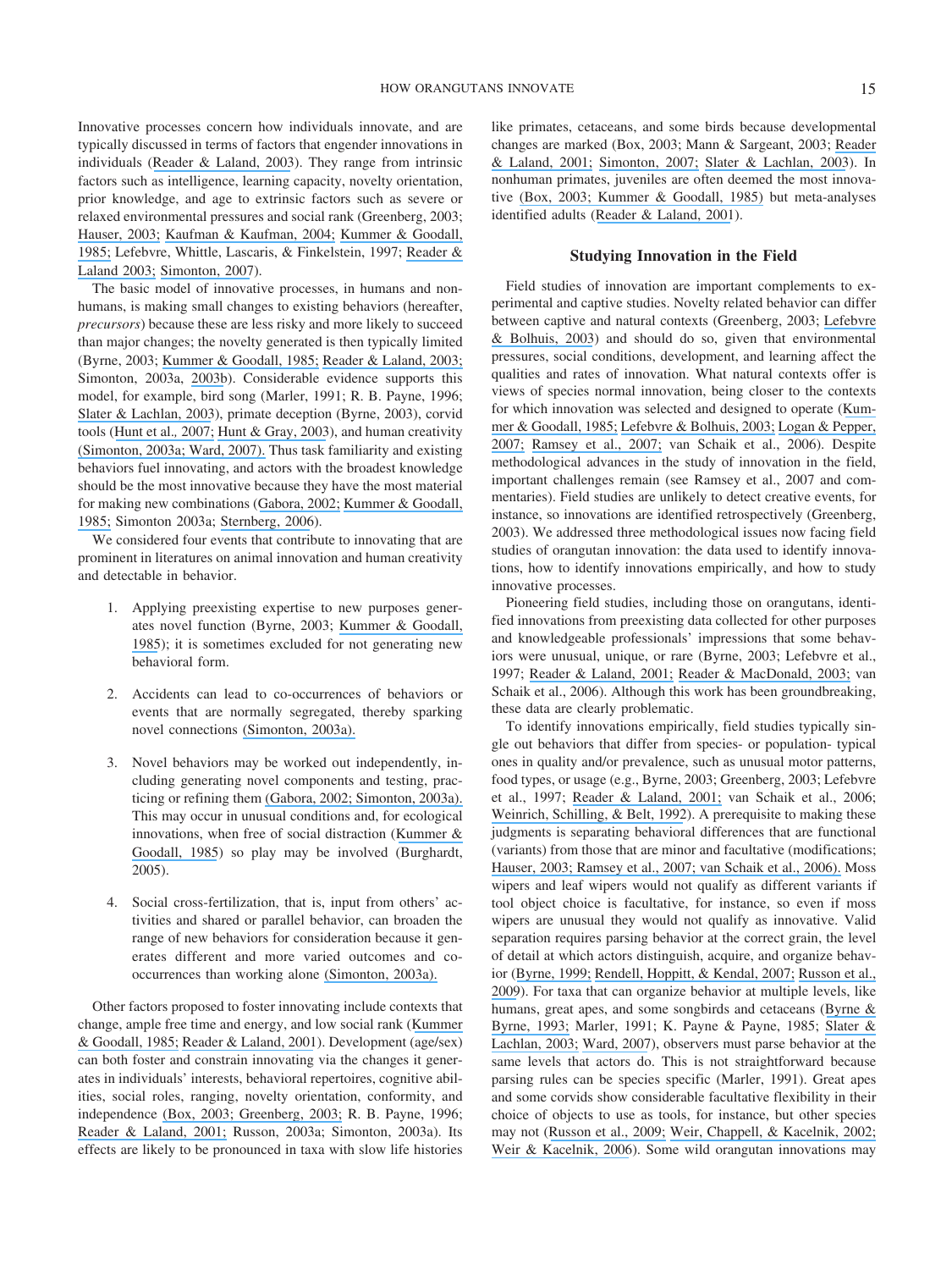Innovative processes concern how individuals innovate, and are typically discussed in terms of factors that engender innovations in individuals (Reader & Laland, 2003). They range from intrinsic factors such as intelligence, learning capacity, novelty orientation, prior knowledge, and age to extrinsic factors such as severe or relaxed environmental pressures and social rank (Greenberg, 2003; Hauser, 2003; Kaufman & Kaufman, 2004; Kummer & Goodall, 1985; Lefebvre, Whittle, Lascaris, & Finkelstein, 1997; Reader & Laland 2003; Simonton, 2007).

The basic model of innovative processes, in humans and nonhumans, is making small changes to existing behaviors (hereafter, *precursors*) because these are less risky and more likely to succeed than major changes; the novelty generated is then typically limited (Byrne, 2003; Kummer & Goodall, 1985; Reader & Laland, 2003; Simonton, 2003a, 2003b). Considerable evidence supports this model, for example, bird song (Marler, 1991; R. B. Payne, 1996; Slater & Lachlan, 2003), primate deception (Byrne, 2003), corvid tools (Hunt et al., 2007; Hunt & Gray, 2003), and human creativity (Simonton, 2003a; Ward, 2007). Thus task familiarity and existing behaviors fuel innovating, and actors with the broadest knowledge should be the most innovative because they have the most material for making new combinations (Gabora, 2002; Kummer & Goodall, 1985; Simonton 2003a; Sternberg, 2006).

We considered four events that contribute to innovating that are prominent in literatures on animal innovation and human creativity and detectable in behavior.

1. Applying preexisting expertise to new purposes generates novel function (Byrne, 2003; Kummer & Goodall, 1985); it is sometimes excluded for not generating new behavioral form.

2. Accidents can lead to co-occurrences of behaviors or events that are normally segregated, thereby sparking novel connections (Simonton, 2003a).

3. Novel behaviors may be worked out independently, including generating novel components and testing, practicing or refining them (Gabora, 2002; Simonton, 2003a). This may occur in unusual conditions and, for ecological innovations, when free of social distraction (Kummer & Goodall, 1985) so play may be involved (Burghardt, 2005).

4. Social cross-fertilization, that is, input from others' activities and shared or parallel behavior, can broaden the range of new behaviors for consideration because it generates different and more varied outcomes and co-occurrences than working alone (Simonton, 2003a).

Other factors proposed to foster innovating include contexts that change, ample free time and energy, and low social rank (Kummer & Goodall, 1985; Reader & Laland, 2001). Development (age/sex) can both foster and constrain innovating via the changes it generates in individuals' interests, behavioral repertoires, cognitive abilities, social roles, ranging, novelty orientation, conformity, and independence (Box, 2003; Greenberg, 2003; R. B. Payne, 1996; Reader & Laland, 2001; Russon, 2003a; Simonton, 2003a). Its effects are likely to be pronounced in taxa with slow life histories like primates, cetaceans, and some birds because developmental changes are marked (Box, 2003; Mann & Sargeant, 2003; Reader & Laland, 2001; Simonton, 2007; Slater & Lachlan, 2003). In nonhuman primates, juveniles are often deemed the most innovative (Box, 2003; Kummer & Goodall, 1985) but meta-analyses identified adults (Reader & Laland, 2001).

## Studying Innovation in the Field

Field studies of innovation are important complements to experimental and captive studies. Novelty related behavior can differ between captive and natural contexts (Greenberg, 2003; Lefebvre & Bolhuis, 2003) and should do so, given that environmental pressures, social conditions, development, and learning affect the qualities and rates of innovation. What natural contexts offer is views of species normal innovation, being closer to the contexts for which innovation was selected and designed to operate (Kummer & Goodall, 1985; Lefebvre & Bolhuis, 2003; Logan & Pepper, 2007; Ramsey et al., 2007; van Schaik et al., 2006). Despite methodological advances in the study of innovation in the field, important challenges remain (see Ramsey et al., 2007 and commentaries). Field studies are unlikely to detect creative events, for instance, so innovations are identified retrospectively (Greenberg, 2003). We addressed three methodological issues now facing field studies of orangutan innovation: the data used to identify innovations, how to identify innovations empirically, and how to study innovative processes.

Pioneering field studies, including those on orangutans, identified innovations from preexisting data collected for other purposes and knowledgeable professionals' impressions that some behaviors were unusual, unique, or rare (Byrne, 2003; Lefebvre et al., 1997; Reader & Laland, 2001; Reader & MacDonald, 2003; van Schaik et al., 2006). Although this work has been groundbreaking, these data are clearly problematic.

To identify innovations empirically, field studies typically single out behaviors that differ from species- or population- typical ones in quality and/or prevalence, such as unusual motor patterns, food types, or usage (e.g., Byrne, 2003; Greenberg, 2003; Lefebvre et al., 1997; Reader & Laland, 2001; van Schaik et al., 2006; Weinrich, Schilling, & Belt, 1992). A prerequisite to making these judgments is separating behavioral differences that are functional (variants) from those that are minor and facultative (modifications; Hauser, 2003; Ramsey et al., 2007; van Schaik et al., 2006). Moss wipers and leaf wipers would not qualify as different variants if tool object choice is facultative, for instance, so even if moss wipers are unusual they would not qualify as innovative. Valid separation requires parsing behavior at the correct grain, the level of detail at which actors distinguish, acquire, and organize behavior (Byrne, 1999; Rendell, Hoppitt, & Kendal, 2007; Russon et al., 2009). For taxa that can organize behavior at multiple levels, like humans, great apes, and some songbirds and cetaceans (Byrne & Byrne, 1993; Marler, 1991; K. Payne & Payne, 1985; Slater & Lachlan, 2003; Ward, 2007), observers must parse behavior at the same levels that actors do. This is not straightforward because parsing rules can be species specific (Marler, 1991). Great apes and some corvids show considerable facultative flexibility in their choice of objects to use as tools, for instance, but other species may not (Russon et al., 2009; Weir, Chappell, & Kacelnik, 2002; Weir & Kacelnik, 2006). Some wild orangutan innovations may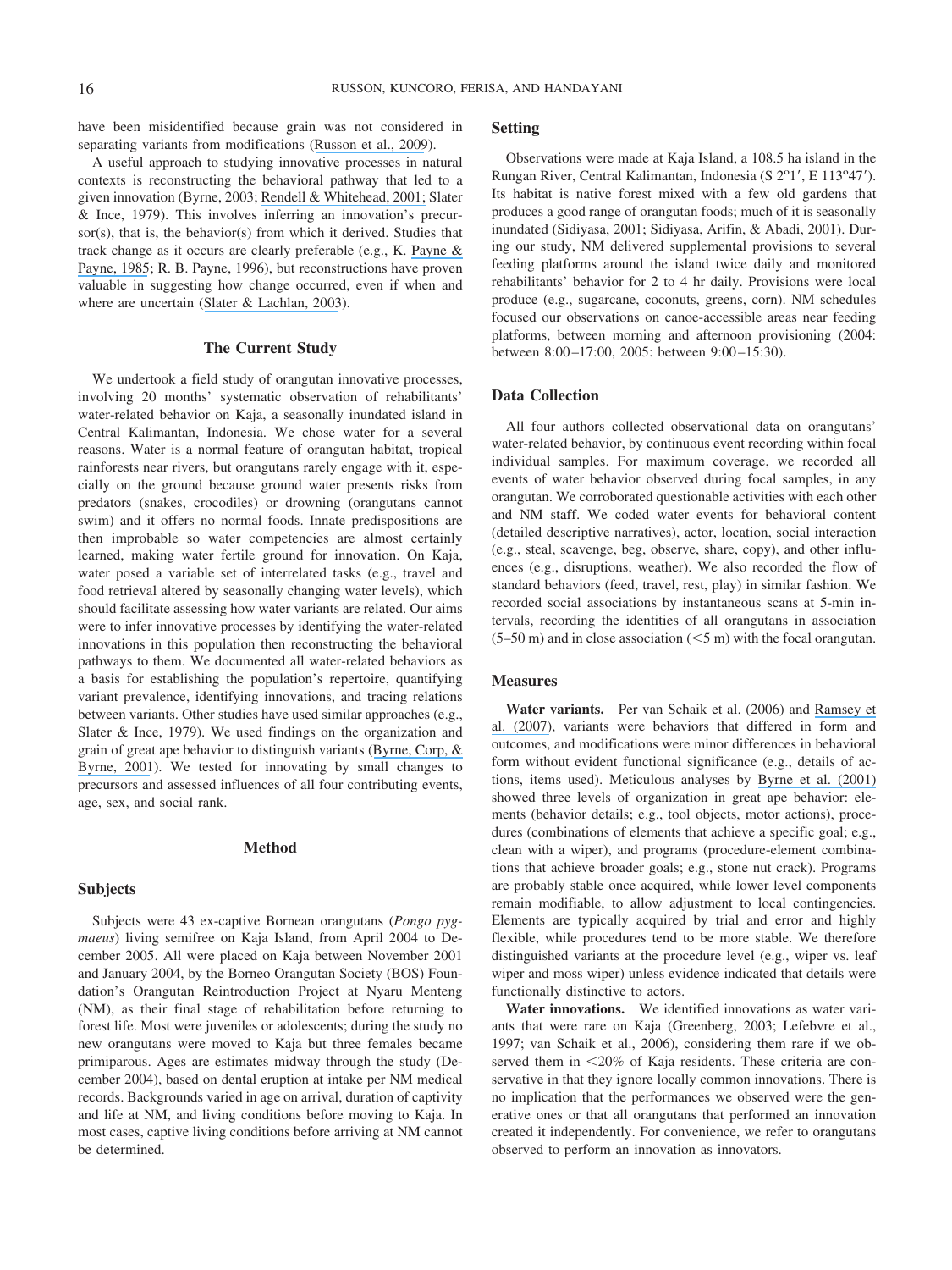have been misidentified because grain was not considered in separating variants from modifications (Russon et al., 2009).

A useful approach to studying innovative processes in natural contexts is reconstructing the behavioral pathway that led to a given innovation (Byrne, 2003; Rendell & Whitehead, 2001; Slater & Ince, 1979). This involves inferring an innovation's precursor(s), that is, the behavior(s) from which it derived. Studies that track change as it occurs are clearly preferable (e.g., K. Payne & Payne, 1985; R. B. Payne, 1996), but reconstructions have proven valuable in suggesting how change occurred, even if when and where are uncertain (Slater & Lachlan, 2003).

## The Current Study

We undertook a field study of orangutan innovative processes, involving 20 months' systematic observation of rehabilitants' water-related behavior on Kaja, a seasonally inundated island in Central Kalimantan, Indonesia. We chose water for a several reasons. Water is a normal feature of orangutan habitat, tropical rainforests near rivers, but orangutans rarely engage with it, especially on the ground because ground water presents risks from predators (snakes, crocodiles) or drowning (orangutans cannot swim) and it offers no normal foods. Innate predispositions are then improbable so water competencies are almost certainly learned, making water fertile ground for innovation. On Kaja, water posed a variable set of interrelated tasks (e.g., travel and food retrieval altered by seasonally changing water levels), which should facilitate assessing how water variants are related. Our aims were to infer innovative processes by identifying the water-related innovations in this population then reconstructing the behavioral pathways to them. We documented all water-related behaviors as a basis for establishing the population's repertoire, quantifying variant prevalence, identifying innovations, and tracing relations between variants. Other studies have used similar approaches (e.g., Slater & Ince, 1979). We used findings on the organization and grain of great ape behavior to distinguish variants (Byrne, Corp, & Byrne, 2001). We tested for innovating by small changes to precursors and assessed influences of all four contributing events, age, sex, and social rank.

## Method

### Subjects

Subjects were 43 ex-captive Bornean orangutans (*Pongo pygmaeus*) living semifree on Kaja Island, from April 2004 to December 2005. All were placed on Kaja between November 2001 and January 2004, by the Borneo Orangutan Society (BOS) Foundation's Orangutan Reintroduction Project at Nyaru Menteng (NM), as their final stage of rehabilitation before returning to forest life. Most were juveniles or adolescents; during the study no new orangutans were moved to Kaja but three females became primiparous. Ages are estimates midway through the study (December 2004), based on dental eruption at intake per NM medical records. Backgrounds varied in age on arrival, duration of captivity and life at NM, and living conditions before moving to Kaja. In most cases, captive living conditions before arriving at NM cannot be determined.

### Setting

Observations were made at Kaja Island, a 108.5 ha island in the Rungan River, Central Kalimantan, Indonesia (S 2º1′, E 113º47′). Its habitat is native forest mixed with a few old gardens that produces a good range of orangutan foods; much of it is seasonally inundated (Sidiyasa, 2001; Sidiyasa, Arifin, & Abadi, 2001). During our study, NM delivered supplemental provisions to several feeding platforms around the island twice daily and monitored rehabilitants' behavior for 2 to 4 hr daily. Provisions were local produce (e.g., sugarcane, coconuts, greens, corn). NM schedules focused our observations on canoe-accessible areas near feeding platforms, between morning and afternoon provisioning (2004: between 8:00–17:00, 2005: between 9:00–15:30).

### Data Collection

All four authors collected observational data on orangutans' water-related behavior, by continuous event recording within focal individual samples. For maximum coverage, we recorded all events of water behavior observed during focal samples, in any orangutan. We corroborated questionable activities with each other and NM staff. We coded water events for behavioral content (detailed descriptive narratives), actor, location, social interaction (e.g., steal, scavenge, beg, observe, share, copy), and other influences (e.g., disruptions, weather). We also recorded the flow of standard behaviors (feed, travel, rest, play) in similar fashion. We recorded social associations by instantaneous scans at 5-min intervals, recording the identities of all orangutans in association (5–50 m) and in close association (<5 m) with the focal orangutan.

### Measures

**Water variants.** Per van Schaik et al. (2006) and Ramsey et al. (2007), variants were behaviors that differed in form and outcomes, and modifications were minor differences in behavioral form without evident functional significance (e.g., details of actions, items used). Meticulous analyses by Byrne et al. (2001) showed three levels of organization in great ape behavior: elements (behavior details; e.g., tool objects, motor actions), procedures (combinations of elements that achieve a specific goal; e.g., clean with a wiper), and programs (procedure-element combinations that achieve broader goals; e.g., stone nut crack). Programs are probably stable once acquired, while lower level components remain modifiable, to allow adjustment to local contingencies. Elements are typically acquired by trial and error and highly flexible, while procedures tend to be more stable. We therefore distinguished variants at the procedure level (e.g., wiper vs. leaf wiper and moss wiper) unless evidence indicated that details were functionally distinctive to actors.

**Water innovations.** We identified innovations as water variants that were rare on Kaja (Greenberg, 2003; Lefebvre et al., 1997; van Schaik et al., 2006), considering them rare if we observed them in <20% of Kaja residents. These criteria are conservative in that they ignore locally common innovations. There is no implication that the performances we observed were the generative ones or that all orangutans that performed an innovation created it independently. For convenience, we refer to orangutans observed to perform an innovation as innovators.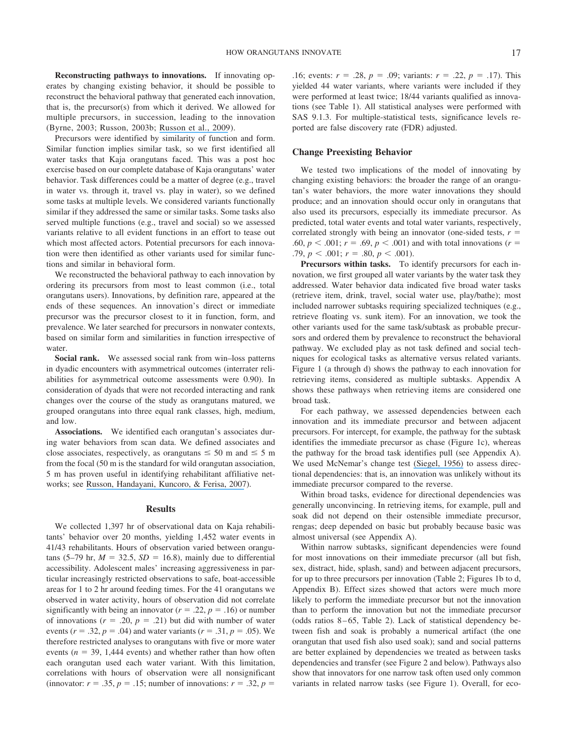**Reconstructing pathways to innovations.** If innovating operates by changing existing behavior, it should be possible to reconstruct the behavioral pathway that generated each innovation, that is, the precursor(s) from which it derived. We allowed for multiple precursors, in succession, leading to the innovation (Byrne, 2003; Russon, 2003b; Russon et al., 2009).

Precursors were identified by similarity of function and form. Similar function implies similar task, so we first identified all water tasks that Kaja orangutans faced. This was a post hoc exercise based on our complete database of Kaja orangutans' water behavior. Task differences could be a matter of degree (e.g., travel in water vs. through it, travel vs. play in water), so we defined some tasks at multiple levels. We considered variants functionally similar if they addressed the same or similar tasks. Some tasks also served multiple functions (e.g., travel and social) so we assessed variants relative to all evident functions in an effort to tease out which most affected actors. Potential precursors for each innovation were then identified as other variants used for similar functions and similar in behavioral form.

We reconstructed the behavioral pathway to each innovation by ordering its precursors from most to least common (i.e., total orangutans users). Innovations, by definition rare, appeared at the ends of these sequences. An innovation's direct or immediate precursor was the precursor closest to it in function, form, and prevalence. We later searched for precursors in nonwater contexts, based on similar form and similarities in function irrespective of water.

**Social rank.** We assessed social rank from win–loss patterns in dyadic encounters with asymmetrical outcomes (interrater reliabilities for asymmetrical outcome assessments were 0.90). In consideration of dyads that were not recorded interacting and rank changes over the course of the study as orangutans matured, we grouped orangutans into three equal rank classes, high, medium, and low.

**Associations.** We identified each orangutan's associates during water behaviors from scan data. We defined associates and close associates, respectively, as orangutans $\leq$ 50 m and $\leq$ 5 m from the focal (50 m is the standard for wild orangutan association, 5 m has proven useful in identifying rehabilitant affiliative networks; see Russon, Handayani, Kuncoro, & Ferisa, 2007).

## Results

We collected 1,397 hr of observational data on Kaja rehabilitants' behavior over 20 months, yielding 1,452 water events in 41/43 rehabilitants. Hours of observation varied between orangutans (5–79 hr, $M = 32.5$, $SD = 16.8$), mainly due to differential accessibility. Adolescent males' increasing aggressiveness in particular increasingly restricted observations to safe, boat-accessible areas for 1 to 2 hr around feeding times. For the 41 orangutans we observed in water activity, hours of observation did not correlate significantly with being an innovator ($r = .22$, $p = .16$) or number of innovations ($r = .20$, $p = .21$) but did with number of water events ($r = .32$, $p = .04$) and water variants ($r = .31$, $p = .05$). We therefore restricted analyses to orangutans with five or more water events ($n = 39$, 1,444 events) and whether rather than how often each orangutan used each water variant. With this limitation, correlations with hours of observation were all nonsignificant (innovator: $r = .35$, $p = .15$; number of innovations: $r = .32$, $p = .16$; events: $r = .28$, $p = .09$; variants: $r = .22$, $p = .17$). This yielded 44 water variants, where variants were included if they were performed at least twice; 18/44 variants qualified as innovations (see Table 1). All statistical analyses were performed with SAS 9.1.3. For multiple-statistical tests, significance levels reported are false discovery rate (FDR) adjusted.

## Change Preexisting Behavior

We tested two implications of the model of innovating by changing existing behaviors: the broader the range of an orangutan's water behaviors, the more water innovations they should produce; and an innovation should occur only in orangutans that also used its precursors, especially its immediate precursor. As predicted, total water events and total water variants, respectively, correlated strongly with being an innovator (one-sided tests, $r = .60$, $p < .001$; $r = .69$, $p < .001$) and with total innovations ($r = .79$, $p < .001$; $r = .80$, $p < .001$).

**Precursors within tasks.** To identify precursors for each innovation, we first grouped all water variants by the water task they addressed. Water behavior data indicated five broad water tasks (retrieve item, drink, travel, social water use, play/bathe); most included narrower subtasks requiring specialized techniques (e.g., retrieve floating vs. sunk item). For an innovation, we took the other variants used for the same task/subtask as probable precursors and ordered them by prevalence to reconstruct the behavioral pathway. We excluded play as not task defined and social techniques for ecological tasks as alternative versus related variants. Figure 1 (a through d) shows the pathway to each innovation for retrieving items, considered as multiple subtasks. Appendix A shows these pathways when retrieving items are considered one broad task.

For each pathway, we assessed dependencies between each innovation and its immediate precursor and between adjacent precursors. For intercept, for example, the pathway for the subtask identifies the immediate precursor as chase (Figure 1c), whereas the pathway for the broad task identifies pull (see Appendix A). We used McNemar's change test (Siegel, 1956) to assess directional dependencies: that is, an innovation was unlikely without its immediate precursor compared to the reverse.

Within broad tasks, evidence for directional dependencies was generally unconvincing. In retrieving items, for example, pull and soak did not depend on their ostensible immediate precursor, rengas; deep depended on basic but probably because basic was almost universal (see Appendix A).

Within narrow subtasks, significant dependencies were found for most innovations on their immediate precursor (all but fish, sex, distract, hide, splash, sand) and between adjacent precursors, for up to three precursors per innovation (Table 2; Figures 1b to d, Appendix B). Effect sizes showed that actors were much more likely to perform the immediate precursor but not the innovation than to perform the innovation but not the immediate precursor (odds ratios 8–65, Table 2). Lack of statistical dependency between fish and soak is probably a numerical artifact (the one orangutan that used fish also used soak); sand and social patterns are better explained by dependencies we treated as between tasks dependencies and transfer (see Figure 2 and below). Pathways also show that innovators for one narrow task often used only common variants in related narrow tasks (see Figure 1). Overall, for eco-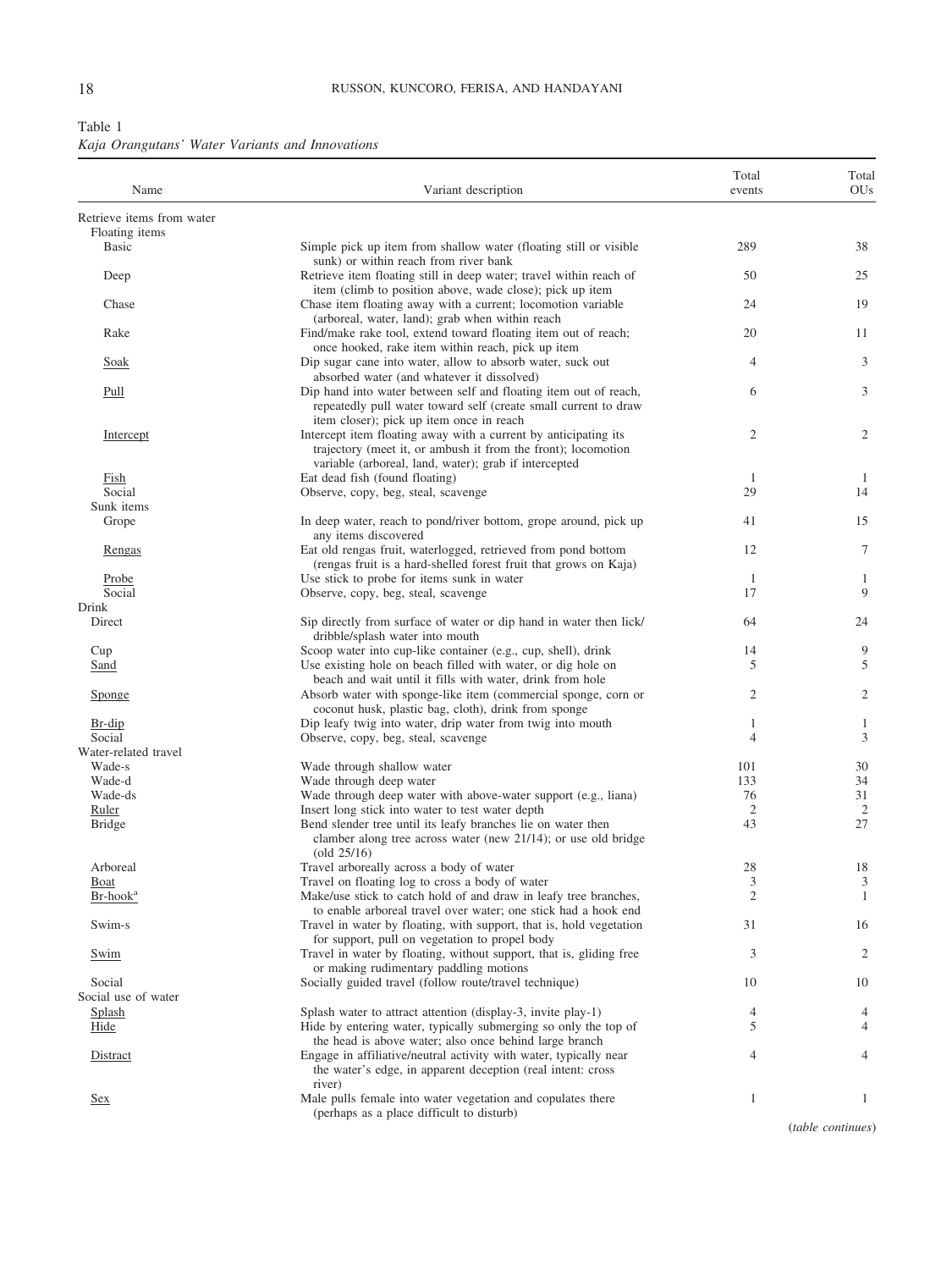Table 1
*Kaja Orangutans' Water Variants and Innovations*

| Name | Variant description | Total events | Total OUs |
|---|---|---|---|
| Retrieve items from water | | | |
| Floating items | | | |
| Basic | Simple pick up item from shallow water (floating still or visible sunk) or within reach from river bank | 289 | 38 |
| Deep | Retrieve item floating still in deep water; travel within reach of item (climb to position above, wade close); pick up item | 50 | 25 |
| Chase | Chase item floating away with a current; locomotion variable (arboreal, water, land); grab when within reach | 24 | 19 |
| Rake | Find/make rake tool, extend toward floating item out of reach; once hooked, rake item within reach, pick up item | 20 | 11 |
| Soak | Dip sugar cane into water, allow to absorb water, suck out absorbed water (and whatever it dissolved) | 4 | 3 |
| Pull | Dip hand into water between self and floating item out of reach, repeatedly pull water toward self (create small current to draw item closer); pick up item once in reach | 6 | 3 |
| Intercept | Intercept item floating away with a current by anticipating its trajectory (meet it, or ambush it from the front); locomotion variable (arboreal, land, water); grab if intercepted | 2 | 2 |
| Fish | Eat dead fish (found floating) | 1 | 1 |
| Social | Observe, copy, beg, steal, scavenge | 29 | 14 |
| Sunk items | | | |
| Grope | In deep water, reach to pond/river bottom, grope around, pick up any items discovered | 41 | 15 |
| Rengas | Eat old rengas fruit, waterlogged, retrieved from pond bottom (rengas fruit is a hard-shelled forest fruit that grows on Kaja) | 12 | 7 |
| Probe | Use stick to probe for items sunk in water | 1 | 1 |
| Social | Observe, copy, beg, steal, scavenge | 17 | 9 |
| Drink | | | |
| Direct | Sip directly from surface of water or dip hand in water then lick/dribble/splash water into mouth | 64 | 24 |
| Cup | Scoop water into cup-like container (e.g., cup, shell), drink | 14 | 9 |
| Sand | Use existing hole on beach filled with water, or dig hole on beach and wait until it fills with water, drink from hole | 5 | 5 |
| Sponge | Absorb water with sponge-like item (commercial sponge, corn or coconut husk, plastic bag, cloth), drink from sponge | 2 | 2 |
| Br-dip | Dip leafy twig into water, drip water from twig into mouth | 1 | 1 |
| Social | Observe, copy, beg, steal, scavenge | 4 | 3 |
| Water-related travel | | | |
| Wade-s | Wade through shallow water | 101 | 30 |
| Wade-d | Wade through deep water | 133 | 34 |
| Wade-ds | Wade through deep water with above-water support (e.g., liana) | 76 | 31 |
| Ruler | Insert long stick into water to test water depth | 2 | 2 |
| Bridge | Bend slender tree until its leafy branches lie on water then clamber along tree across water (new 21/14); or use old bridge (old 25/16) | 43 | 27 |
| Arboreal | Travel arboreally across a body of water | 28 | 18 |
| Boat | Travel on floating log to cross a body of water | 3 | 3 |
| Br-hook[a] | Make/use stick to catch hold of and draw in leafy tree branches, to enable arboreal travel over water; one stick had a hook end | 2 | 1 |
| Swim-s | Travel in water by floating, with support, that is, hold vegetation for support, pull on vegetation to propel body | 31 | 16 |
| Swim | Travel in water by floating, without support, that is, gliding free or making rudimentary paddling motions | 3 | 2 |
| Social | Socially guided travel (follow route/travel technique) | 10 | 10 |
| Social use of water | | | |
| Splash | Splash water to attract attention (display-3, invite play-1) | 4 | 4 |
| Hide | Hide by entering water, typically submerging so only the top of the head is above water; also once behind large branch | 5 | 4 |
| Distract | Engage in affiliative/neutral activity with water, typically near the water's edge, in apparent deception (real intent: cross river) | 4 | 4 |
| Sex | Male pulls female into water vegetation and copulates there (perhaps as a place difficult to disturb) | 1 | 1 |

(*table continues*)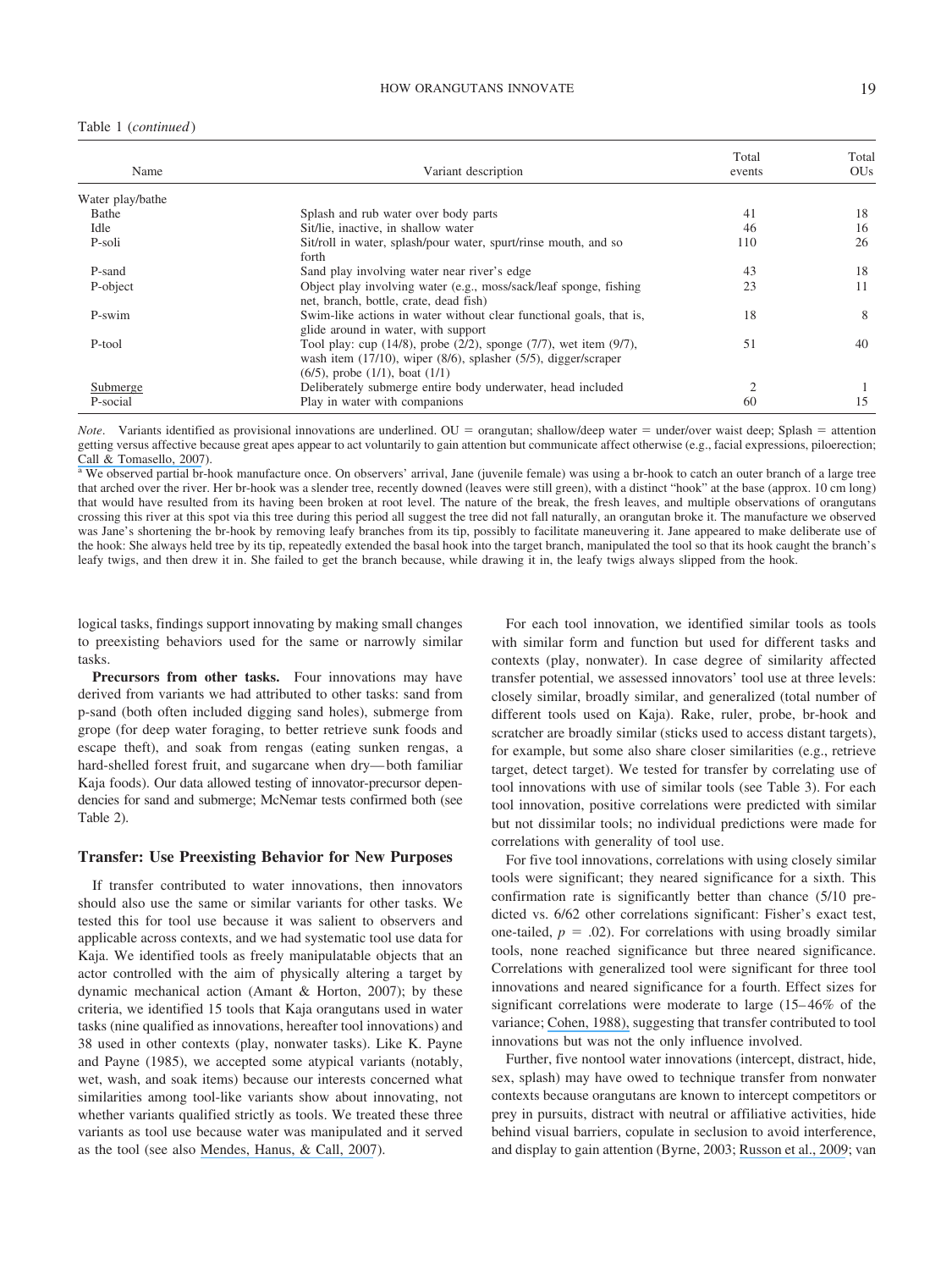Table 1 (*continued*)

| Name | Variant description | Total events | Total OUs |
|---|---|---|---|
| Water play/bathe | | | |
| Bathe | Splash and rub water over body parts | 41 | 18 |
| Idle | Sit/lie, inactive, in shallow water | 46 | 16 |
| P-soli | Sit/roll in water, splash/pour water, spurt/rinse mouth, and so forth | 110 | 26 |
| P-sand | Sand play involving water near river's edge | 43 | 18 |
| P-object | Object play involving water (e.g., moss/sack/leaf sponge, fishing net, branch, bottle, crate, dead fish) | 23 | 11 |
| P-swim | Swim-like actions in water without clear functional goals, that is, glide around in water, with support | 18 | 8 |
| P-tool | Tool play: cup (14/8), probe (2/2), sponge (7/7), wet item (9/7), wash item (17/10), wiper (8/6), splasher (5/5), digger/scraper (6/5), probe (1/1), boat (1/1) | 51 | 40 |
| Submerge | Deliberately submerge entire body underwater, head included | 2 | 1 |
| P-social | Play in water with companions | 60 | 15 |

*Note*. Variants identified as provisional innovations are underlined. OU = orangutan; shallow/deep water = under/over waist deep; Splash = attention getting versus affective because great apes appear to act voluntarily to gain attention but communicate affect otherwise (e.g., facial expressions, piloerection; Call & Tomasello, 2007).

[a] We observed partial br-hook manufacture once. On observers' arrival, Jane (juvenile female) was using a br-hook to catch an outer branch of a large tree that arched over the river. Her br-hook was a slender tree, recently downed (leaves were still green), with a distinct "hook" at the base (approx. 10 cm long) that would have resulted from its having been broken at root level. The nature of the break, the fresh leaves, and multiple observations of orangutans crossing this river at this spot via this tree during this period all suggest the tree did not fall naturally, an orangutan broke it. The manufacture we observed was Jane's shortening the br-hook by removing leafy branches from its tip, possibly to facilitate maneuvering it. Jane appeared to make deliberate use of the hook: She always held tree by its tip, repeatedly extended the basal hook into the target branch, manipulated the tool so that its hook caught the branch's leafy twigs, and then drew it in. She failed to get the branch because, while drawing it in, the leafy twigs always slipped from the hook.

logical tasks, findings support innovating by making small changes to preexisting behaviors used for the same or narrowly similar tasks.

**Precursors from other tasks.** Four innovations may have derived from variants we had attributed to other tasks: sand from p-sand (both often included digging sand holes), submerge from grope (for deep water foraging, to better retrieve sunk foods and escape theft), and soak from rengas (eating sunken rengas, a hard-shelled forest fruit, and sugarcane when dry—both familiar Kaja foods). Our data allowed testing of innovator-precursor dependencies for sand and submerge; McNemar tests confirmed both (see Table 2).

## Transfer: Use Preexisting Behavior for New Purposes

If transfer contributed to water innovations, then innovators should also use the same or similar variants for other tasks. We tested this for tool use because it was salient to observers and applicable across contexts, and we had systematic tool use data for Kaja. We identified tools as freely manipulatable objects that an actor controlled with the aim of physically altering a target by dynamic mechanical action (Amant & Horton, 2007); by these criteria, we identified 15 tools that Kaja orangutans used in water tasks (nine qualified as innovations, hereafter tool innovations) and 38 used in other contexts (play, nonwater tasks). Like K. Payne and Payne (1985), we accepted some atypical variants (notably, wet, wash, and soak items) because our interests concerned what similarities among tool-like variants show about innovating, not whether variants qualified strictly as tools. We treated these three variants as tool use because water was manipulated and it served as the tool (see also Mendes, Hanus, & Call, 2007).

For each tool innovation, we identified similar tools as tools with similar form and function but used for different tasks and contexts (play, nonwater). In case degree of similarity affected transfer potential, we assessed innovators' tool use at three levels: closely similar, broadly similar, and generalized (total number of different tools used on Kaja). Rake, ruler, probe, br-hook and scratcher are broadly similar (sticks used to access distant targets), for example, but some also share closer similarities (e.g., retrieve target, detect target). We tested for transfer by correlating use of tool innovations with use of similar tools (see Table 3). For each tool innovation, positive correlations were predicted with similar but not dissimilar tools; no individual predictions were made for correlations with generality of tool use.

For five tool innovations, correlations with using closely similar tools were significant; they neared significance for a sixth. This confirmation rate is significantly better than chance (5/10 predicted vs. 6/62 other correlations significant: Fisher's exact test, one-tailed, $p = .02$). For correlations with using broadly similar tools, none reached significance but three neared significance. Correlations with generalized tool were significant for three tool innovations and neared significance for a fourth. Effect sizes for significant correlations were moderate to large (15–46% of the variance; Cohen, 1988), suggesting that transfer contributed to tool innovations but was not the only influence involved.

Further, five nontool water innovations (intercept, distract, hide, sex, splash) may have owed to technique transfer from nonwater contexts because orangutans are known to intercept competitors or prey in pursuits, distract with neutral or affiliative activities, hide behind visual barriers, copulate in seclusion to avoid interference, and display to gain attention (Byrne, 2003; Russon et al., 2009; van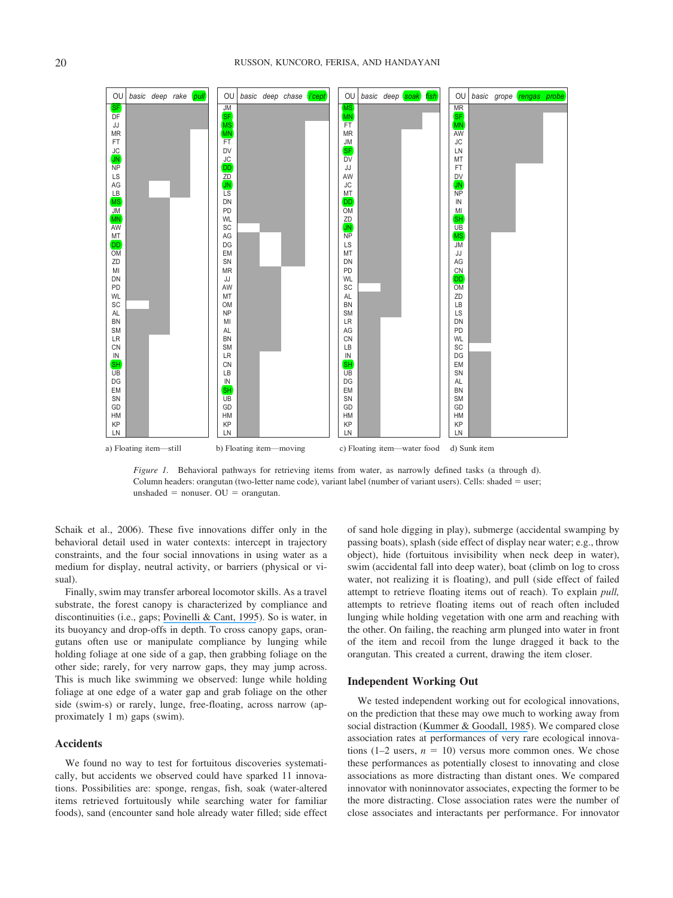OU basic deep rake pull

SF DF JJ MR FT JC JN NP LS AG LB MS JM MN AW MT DD OM ZD MI DN PD WL SC AL BN SM LR CN IN SH UB DG EM SN GD HM KP LN

a) Floating item—still

OU basic deep chase i'cept

JM SF MS MN FT DV JC DD ZD JN LS DN PD WL SC AG DG EM SN MR JJ AW MT OM NP MI AL BN SM LR CN LB IN SH UB GD HM KP LN

b) Floating item—moving

OU basic deep soak fish

MS MN FT MR JM SF DV JJ AW JC MT DD OM ZD JN NP LS MT DN PD WL SC AL BN SM LR AG CN LB IN SH UB DG EM SN GD HM KP LN

c) Floating item—water food

OU basic grope rengas probe

MR SF MN AW JC LN MT FT DV JN NP IN MI SH UB MS JM JJ AG CN DD OM ZD LB LS DN PD WL SC DG EM SN AL BN SM GD HM KP LN

d) Sunk item

*Figure 1.* Behavioral pathways for retrieving items from water, as narrowly defined tasks (a through d). Column headers: orangutan (two-letter name code), variant label (number of variant users). Cells: shaded = user; unshaded = nonuser. OU = orangutan.

Schaik et al., 2006). These five innovations differ only in the behavioral detail used in water contexts: intercept in trajectory constraints, and the four social innovations in using water as a medium for display, neutral activity, or barriers (physical or visual).

Finally, swim may transfer arboreal locomotor skills. As a travel substrate, the forest canopy is characterized by compliance and discontinuities (i.e., gaps; Povinelli & Cant, 1995). So is water, in its buoyancy and drop-offs in depth. To cross canopy gaps, orangutans often use or manipulate compliance by lunging while holding foliage at one side of a gap, then grabbing foliage on the other side; rarely, for very narrow gaps, they may jump across. This is much like swimming we observed: lunge while holding foliage at one edge of a water gap and grab foliage on the other side (swim-s) or rarely, lunge, free-floating, across narrow (approximately 1 m) gaps (swim).

## Accidents

We found no way to test for fortuitous discoveries systematically, but accidents we observed could have sparked 11 innovations. Possibilities are: sponge, rengas, fish, soak (water-altered items retrieved fortuitously while searching water for familiar foods), sand (encounter sand hole already water filled; side effect of sand hole digging in play), submerge (accidental swamping by passing boats), splash (side effect of display near water; e.g., throw object), hide (fortuitous invisibility when neck deep in water), swim (accidental fall into deep water), boat (climb on log to cross water, not realizing it is floating), and pull (side effect of failed attempt to retrieve floating items out of reach). To explain *pull,* attempts to retrieve floating items out of reach often included lunging while holding vegetation with one arm and reaching with the other. On failing, the reaching arm plunged into water in front of the item and recoil from the lunge dragged it back to the orangutan. This created a current, drawing the item closer.

## Independent Working Out

We tested independent working out for ecological innovations, on the prediction that these may owe much to working away from social distraction (Kummer & Goodall, 1985). We compared close association rates at performances of very rare ecological innovations (1–2 users, $n = 10$) versus more common ones. We chose these performances as potentially closest to innovating and close associations as more distracting than distant ones. We compared innovator with noninnovator associates, expecting the former to be the more distracting. Close association rates were the number of close associates and interactants per performance. For innovator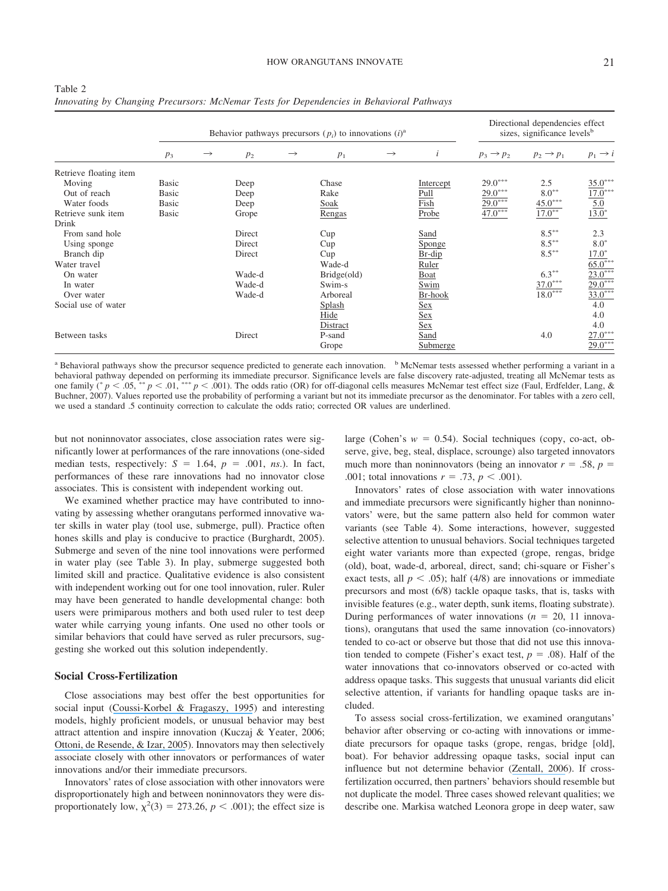Table 2
*Innovating by Changing Precursors: McNemar Tests for Dependencies in Behavioral Pathways*

| | Behavior pathways precursors ($p_i$) to innovations ($i$)[a] | | | | | | | Directional dependencies effect sizes, significance levels[b] | | |
|---|---|---|---|---|---|---|---|---|---|---|
| | $p_3$ | → | $p_2$ | → | $p_1$ | → | $i$ | $p_3 \rightarrow p_2$ | $p_2 \rightarrow p_1$ | $p_1 \rightarrow i$ |
| Retrieve floating item | | | | | | | | | | |
| Moving | Basic | | Deep | | Chase | | Intercept | 29.0*** | 2.5 | 35.0*** |
| Out of reach | Basic | | Deep | | Rake | | Pull | 29.0*** | 8.0** | 17.0*** |
| Water foods | Basic | | Deep | | Soak | | Fish | 29.0*** | 45.0*** | 5.0 |
| Retrieve sunk item | Basic | | Grope | | Rengas | | Probe | 47.0*** | 17.0** | 13.0* |
| Drink | | | | | | | | | | |
| From sand hole | | | Direct | | Cup | | Sand | | 8.5** | 2.3 |
| Using sponge | | | Direct | | Cup | | Sponge | | 8.5** | 8.0* |
| Branch dip | | | Direct | | Cup | | Br-dip | | 8.5** | 17.0* |
| Water travel | | | | | Wade-d | | Ruler | | | 65.0*** |
| On water | | | Wade-d | | Bridge(old) | | Boat | | 6.3** | 23.0*** |
| In water | | | Wade-d | | Swim-s | | Swim | | 37.0*** | 29.0*** |
| Over water | | | Wade-d | | Arboreal | | Br-hook | | 18.0*** | 33.0*** |
| Social use of water | | | | | Splash | | Sex | | | 4.0 |
| | | | | | Hide | | Sex | | | 4.0 |
| | | | | | Distract | | Sex | | | 4.0 |
| Between tasks | | | Direct | | P-sand | | Sand | | 4.0 | 27.0*** |
| | | | | | Grope | | Submerge | | | 29.0*** |

[a] Behavioral pathways show the precursor sequence predicted to generate each innovation. [b] McNemar tests assessed whether performing a variant in a behavioral pathway depended on performing its immediate precursor. Significance levels are false discovery rate-adjusted, treating all McNemar tests as one family (* $p < .05$, ** $p < .01$, *** $p < .001$). The odds ratio (OR) for off-diagonal cells measures McNemar test effect size (Faul, Erdfelder, Lang, & Buchner, 2007). Values reported use the probability of performing a variant but not its immediate precursor as the denominator. For tables with a zero cell, we used a standard .5 continuity correction to calculate the odds ratio; corrected OR values are underlined.

but not noninnovator associates, close association rates were significantly lower at performances of the rare innovations (one-sided median tests, respectively: $S = 1.64$, $p = .001$, *ns*.). In fact, performances of these rare innovations had no innovator close associates. This is consistent with independent working out.

We examined whether practice may have contributed to innovating by assessing whether orangutans performed innovative water skills in water play (tool use, submerge, pull). Practice often hones skills and play is conducive to practice (Burghardt, 2005). Submerge and seven of the nine tool innovations were performed in water play (see Table 3). In play, submerge suggested both limited skill and practice. Qualitative evidence is also consistent with independent working out for one tool innovation, ruler. Ruler may have been generated to handle developmental change: both users were primiparous mothers and both used ruler to test deep water while carrying young infants. One used no other tools or similar behaviors that could have served as ruler precursors, suggesting she worked out this solution independently.

## Social Cross-Fertilization

Close associations may best offer the best opportunities for social input (Coussi-Korbel & Fragaszy, 1995) and interesting models, highly proficient models, or unusual behavior may best attract attention and inspire innovation (Kuczaj & Yeater, 2006; Ottoni, de Resende, & Izar, 2005). Innovators may then selectively associate closely with other innovators or performances of water innovations and/or their immediate precursors.

Innovators' rates of close association with other innovators were disproportionately high and between noninnovators they were disproportionately low, $\chi^2(3) = 273.26$, $p < .001$); the effect size is large (Cohen's $w = 0.54$). Social techniques (copy, co-act, observe, give, beg, steal, displace, scrounge) also targeted innovators much more than noninnovators (being an innovator $r = .58$, $p = .001$; total innovations $r = .73$, $p < .001$).

Innovators' rates of close association with water innovations and immediate precursors were significantly higher than noninnovators' were, but the same pattern also held for common water variants (see Table 4). Some interactions, however, suggested selective attention to unusual behaviors. Social techniques targeted eight water variants more than expected (grope, rengas, bridge (old), boat, wade-d, arboreal, direct, sand; chi-square or Fisher's exact tests, all $p < .05$); half (4/8) are innovations or immediate precursors and most (6/8) tackle opaque tasks, that is, tasks with invisible features (e.g., water depth, sunk items, floating substrate). During performances of water innovations ($n = 20$, 11 innovations), orangutans that used the same innovation (co-innovators) tended to co-act or observe but those that did not use this innovation tended to compete (Fisher's exact test, $p = .08$). Half of the water innovations that co-innovators observed or co-acted with address opaque tasks. This suggests that unusual variants did elicit selective attention, if variants for handling opaque tasks are included.

To assess social cross-fertilization, we examined orangutans' behavior after observing or co-acting with innovations or immediate precursors for opaque tasks (grope, rengas, bridge [old], boat). For behavior addressing opaque tasks, social input can influence but not determine behavior (Zentall, 2006). If cross-fertilization occurred, then partners' behaviors should resemble but not duplicate the model. Three cases showed relevant qualities; we describe one. Markisa watched Leonora grope in deep water, saw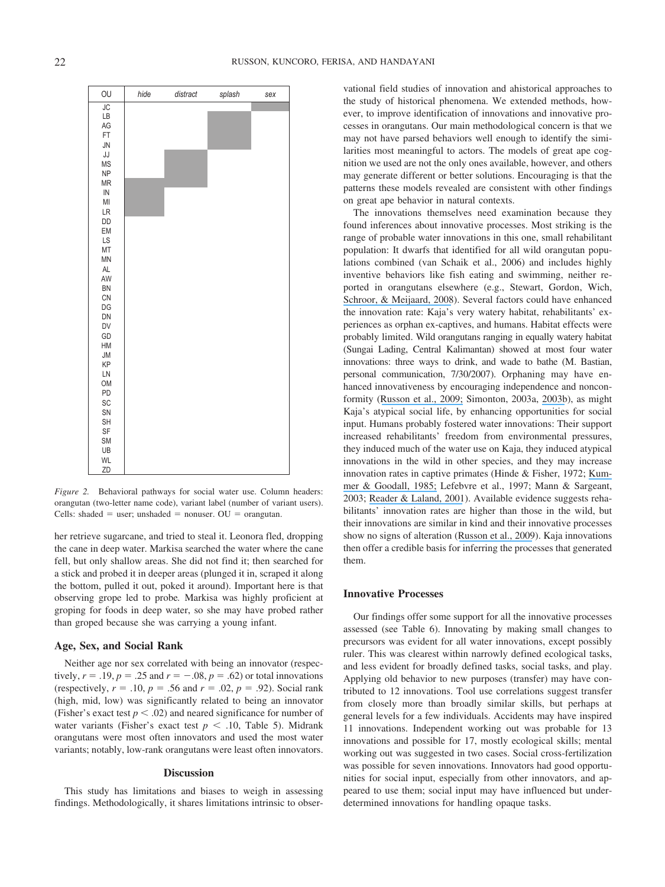| OU | *hide* | *distract* | *splash* | *sex* |
|---|---|---|---|---|
| JC | | | | ■ |
| LB | | | ■ | |
| AG | | | ■ | |
| FT | | | ■ | |
| JN | | | ■ | |
| JJ | | ■ | | |
| MS | | ■ | | |
| NP | | ■ | | |
| MR | ■ | ■ | | |
| IN | ■ | | | |
| MI | ■ | | | |
| LR | ■ | | | |
| DD | | | | |
| EM | | | | |
| LS | | | | |
| MT | | | | |
| MN | | | | |
| AL | | | | |
| AW | | | | |
| BN | | | | |
| CN | | | | |
| DG | | | | |
| DN | | | | |
| DV | | | | |
| GD | | | | |
| HM | | | | |
| JM | | | | |
| KP | | | | |
| LN | | | | |
| OM | | | | |
| PD | | | | |
| SC | | | | |
| SN | | | | |
| SH | | | | |
| SF | | | | |
| SM | | | | |
| UB | | | | |
| WL | | | | |
| ZD | | | | |

*Figure 2.* Behavioral pathways for social water use. Column headers: orangutan (two-letter name code), variant label (number of variant users). Cells: shaded = user; unshaded = nonuser. OU = orangutan.

her retrieve sugarcane, and tried to steal it. Leonora fled, dropping the cane in deep water. Markisa searched the water where the cane fell, but only shallow areas. She did not find it; then searched for a stick and probed it in deeper areas (plunged it in, scraped it along the bottom, pulled it out, poked it around). Important here is that observing grope led to probe*.* Markisa was highly proficient at groping for foods in deep water, so she may have probed rather than groped because she was carrying a young infant.

## Age, Sex, and Social Rank

Neither age nor sex correlated with being an innovator (respectively, $r = .19$, $p = .25$ and $r = -.08$, $p = .62$) or total innovations (respectively, $r = .10$, $p = .56$ and $r = .02$, $p = .92$). Social rank (high, mid, low) was significantly related to being an innovator (Fisher's exact test $p < .02$) and neared significance for number of water variants (Fisher's exact test $p < .10$, Table 5). Midrank orangutans were most often innovators and used the most water variants; notably, low-rank orangutans were least often innovators.

## Discussion

This study has limitations and biases to weigh in assessing findings. Methodologically, it shares limitations intrinsic to observational field studies of innovation and ahistorical approaches to the study of historical phenomena. We extended methods, however, to improve identification of innovations and innovative processes in orangutans. Our main methodological concern is that we may not have parsed behaviors well enough to identify the similarities most meaningful to actors. The models of great ape cognition we used are not the only ones available, however, and others may generate different or better solutions. Encouraging is that the patterns these models revealed are consistent with other findings on great ape behavior in natural contexts.

The innovations themselves need examination because they found inferences about innovative processes. Most striking is the range of probable water innovations in this one, small rehabilitant population: It dwarfs that identified for all wild orangutan populations combined (van Schaik et al., 2006) and includes highly inventive behaviors like fish eating and swimming, neither reported in orangutans elsewhere (e.g., Stewart, Gordon, Wich, Schroor, & Meijaard, 2008). Several factors could have enhanced the innovation rate: Kaja's very watery habitat, rehabilitants' experiences as orphan ex-captives, and humans. Habitat effects were probably limited. Wild orangutans ranging in equally watery habitat (Sungai Lading, Central Kalimantan) showed at most four water innovations: three ways to drink, and wade to bathe (M. Bastian, personal communication, 7/30/2007). Orphaning may have enhanced innovativeness by encouraging independence and nonconformity (Russon et al., 2009; Simonton, 2003a, 2003b), as might Kaja's atypical social life, by enhancing opportunities for social input. Humans probably fostered water innovations: Their support increased rehabilitants' freedom from environmental pressures, they induced much of the water use on Kaja, they induced atypical innovations in the wild in other species, and they may increase innovation rates in captive primates (Hinde & Fisher, 1972; Kummer & Goodall, 1985; Lefebvre et al., 1997; Mann & Sargeant, 2003; Reader & Laland, 2001). Available evidence suggests rehabilitants' innovation rates are higher than those in the wild, but their innovations are similar in kind and their innovative processes show no signs of alteration (Russon et al., 2009). Kaja innovations then offer a credible basis for inferring the processes that generated them.

### Innovative Processes

Our findings offer some support for all the innovative processes assessed (see Table 6). Innovating by making small changes to precursors was evident for all water innovations, except possibly ruler. This was clearest within narrowly defined ecological tasks, and less evident for broadly defined tasks, social tasks, and play. Applying old behavior to new purposes (transfer) may have contributed to 12 innovations. Tool use correlations suggest transfer from closely more than broadly similar skills, but perhaps at general levels for a few individuals. Accidents may have inspired 11 innovations. Independent working out was probable for 13 innovations and possible for 17, mostly ecological skills; mental working out was suggested in two cases. Social cross-fertilization was possible for seven innovations. Innovators had good opportunities for social input, especially from other innovators, and appeared to use them; social input may have influenced but underdetermined innovations for handling opaque tasks.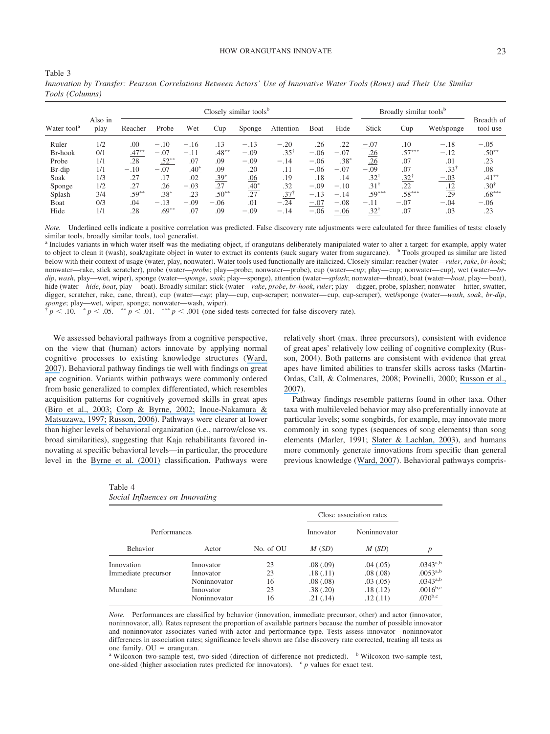Table 3

*Innovation by Transfer: Pearson Correlations Between Actors' Use of Innovative Water Tools (Rows) and Their Use Similar Tools (Columns)*

| Water tool[a] | Also in play | Closely similar tools[b] | | | | | | | | Broadly similar tools[b] | | | Breadth of tool use |
|---|---|---|---|---|---|---|---|---|---|---|---|---|---|
| | | Reacher | Probe | Wet | Cup | Sponge | Attention | Boat | Hide | Stick | Cup | Wet/sponge | |
| Ruler | 1/2 | <u>.00</u> | −.10 | −.16 | .13 | −.13 | −.20 | .26 | .22 | <u>−.07</u> | .10 | −.18 | −.05 |
| Br-hook | 0/1 | <u>.47**</u> | −.07 | −.11 | .48** | −.09 | .35† | −.06 | −.07 | <u>.26</u> | .57*** | −.12 | .50** |
| Probe | 1/1 | .28 | <u>.52**</u> | .07 | .09 | −.09 | −.14 | −.06 | .38* | <u>.26</u> | .07 | .01 | .23 |
| Br-dip | 1/1 | −.10 | −.07 | <u>.40*</u> | .09 | .20 | .11 | −.06 | −.07 | −.09 | .07 | <u>.33†</u> | .08 |
| Soak | 1/3 | .27 | .17 | .02 | <u>.39*</u> | <u>.06</u> | .19 | .18 | .14 | .32† | <u>.32†</u> | <u>−.03</u> | .41** |
| Sponge | 1/2 | .27 | .26 | −.03 | .27 | <u>.40*</u> | .32 | −.09 | −.10 | .31† | .22 | <u>.12</u> | .30† |
| Splash | 3/4 | .59** | .38* | .23 | .50** | .27 | <u>.37†</u> | −.13 | −.14 | .59*** | .58*** | .29 | .68*** |
| Boat | 0/3 | .04 | −.13 | −.09 | −.06 | .01 | −.24 | <u>−.07</u> | −.08 | −.11 | −.07 | −.04 | −.06 |
| Hide | 1/1 | .28 | .69** | .07 | .09 | −.09 | −.14 | <u>−.06</u> | <u>−.06</u> | <u>.32†</u> | .07 | .03 | .23 |

*Note.* Underlined cells indicate a positive correlation was predicted. False discovery rate adjustments were calculated for three families of tests: closely similar tools, broadly similar tools, tool generalist.

[a] Includes variants in which water itself was the mediating object, if orangutans deliberately manipulated water to alter a target: for example, apply water to object to clean it (wash), soak/agitate object in water to extract its contents (suck sugary water from sugarcane). [b] Tools grouped as similar are listed below with their context of usage (water, play, nonwater). Water tools used functionally are italicized. Closely similar: reacher (water—*ruler*, *rake*, *br-hook*; nonwater—rake, stick scratcher), probe (water—*probe*; play—probe; nonwater—probe), cup (water—*cup*; play—cup; nonwater—cup), wet (water—*br-dip*, *wash*, play—wet, wiper), sponge (water—*sponge*, *soak*; play—sponge), attention (water—*splash*; nonwater—threat), boat (water—*boat*, play—boat), hide (water—*hide*, *boat*, play—boat). Broadly similar: stick (water—*rake*, *probe*, *br-hook*, *ruler*; play—digger, probe, splasher; nonwater—hitter, swatter, digger, scratcher, rake, cane, threat), cup (water—*cup*; play—cup, cup-scraper; nonwater—cup, cup-scraper), wet/sponge (water—*wash*, *soak*, *br-dip*, *sponge*; play—wet, wiper, sponge; nonwater—wash, wiper).

† $p < .10$. * $p < .05$. ** $p < .01$. *** $p < .001$ (one-sided tests corrected for false discovery rate).

We assessed behavioral pathways from a cognitive perspective, on the view that (human) actors innovate by applying normal cognitive processes to existing knowledge structures (Ward, 2007). Behavioral pathway findings tie well with findings on great ape cognition. Variants within pathways were commonly ordered from basic generalized to complex differentiated, which resembles acquisition patterns for cognitively governed skills in great apes (Biro et al., 2003; Corp & Byrne, 2002; Inoue-Nakamura & Matsuzawa, 1997; Russon, 2006). Pathways were clearer at lower than higher levels of behavioral organization (i.e., narrow/close vs. broad similarities), suggesting that Kaja rehabilitants favored innovating at specific behavioral levels—in particular, the procedure level in the Byrne et al. (2001) classification. Pathways were relatively short (max. three precursors), consistent with evidence of great apes' relatively low ceiling of cognitive complexity (Russon, 2004). Both patterns are consistent with evidence that great apes have limited abilities to transfer skills across tasks (Martin-Ordas, Call, & Colmenares, 2008; Povinelli, 2000; Russon et al., 2007).

Pathway findings resemble patterns found in other taxa. Other taxa with multileveled behavior may also preferentially innovate at particular levels; some songbirds, for example, may innovate more commonly in song types (sequences of song elements) than song elements (Marler, 1991; Slater & Lachlan, 2003), and humans more commonly generate innovations from specific than general previous knowledge (Ward, 2007). Behavioral pathways compris-

Table 4

*Social Influences on Innovating*

| Performances | | No. of OU | Close association rates | | $p$ |
|---|---|---|---|---|---|
| | | | Innovator | Noninnovator | |
| Behavior | Actor | | $M$ ($SD$) | $M$ ($SD$) | |
| Innovation | Innovator | 23 | .08 (.09) | .04 (.05) | .0343[a,b] |
| Immediate precursor | Innovator | 23 | .18 (.11) | .08 (.08) | .0053[a,b] |
| | Noninnovator | 16 | .08 (.08) | .03 (.05) | .0343[a,b] |
| Mundane | Innovator | 23 | .38 (.20) | .18 (.12) | .0016[b,c] |
| | Noninnovator | 16 | .21 (.14) | .12 (.11) | .070[b,c] |

*Note.* Performances are classified by behavior (innovation, immediate precursor, other) and actor (innovator, noninnovator, all). Rates represent the proportion of available partners because the number of possible innovator and noninnovator associates varied with actor and performance type. Tests assess innovator—noninnovator differences in association rates; significance levels shown are false discovery rate corrected, treating all tests as one family. OU = orangutan.

[a] Wilcoxon two-sample test, two-sided (direction of difference not predicted). [b] Wilcoxon two-sample test, one-sided (higher association rates predicted for innovators). [c] $p$ values for exact test.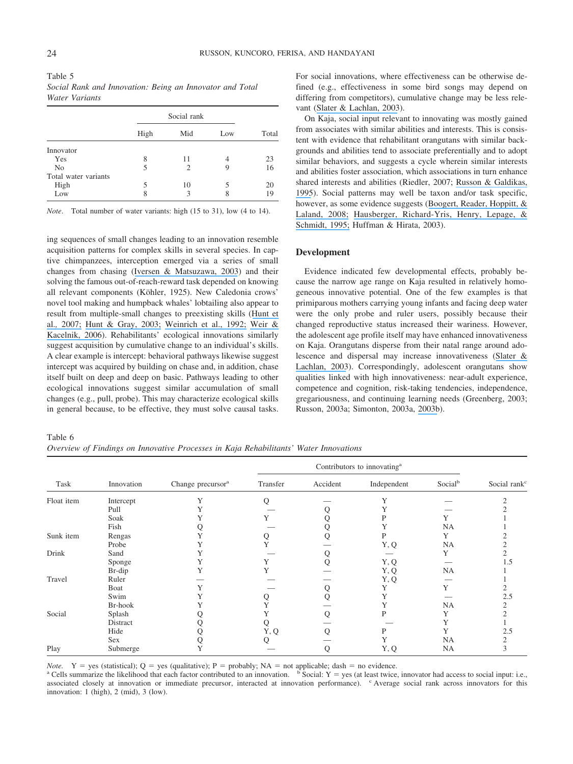Table 5
*Social Rank and Innovation: Being an Innovator and Total Water Variants*

| | Social rank | | | |
|---|---|---|---|---|
| | High | Mid | Low | Total |
| Innovator | | | | |
| Yes | 8 | 11 | 4 | 23 |
| No | 5 | 2 | 9 | 16 |
| Total water variants | | | | |
| High | 5 | 10 | 5 | 20 |
| Low | 8 | 3 | 8 | 19 |

*Note*. Total number of water variants: high (15 to 31), low (4 to 14).

ing sequences of small changes leading to an innovation resemble acquisition patterns for complex skills in several species. In captive chimpanzees, interception emerged via a series of small changes from chasing (Iversen & Matsuzawa, 2003) and their solving the famous out-of-reach-reward task depended on knowing all relevant components (Köhler, 1925). New Caledonia crows' novel tool making and humpback whales' lobtailing also appear to result from multiple-small changes to preexisting skills (Hunt et al., 2007; Hunt & Gray, 2003; Weinrich et al., 1992; Weir & Kacelnik, 2006). Rehabilitants' ecological innovations similarly suggest acquisition by cumulative change to an individual's skills. A clear example is intercept: behavioral pathways likewise suggest intercept was acquired by building on chase and, in addition, chase itself built on deep and deep on basic. Pathways leading to other ecological innovations suggest similar accumulation of small changes (e.g., pull, probe). This may characterize ecological skills in general because, to be effective, they must solve causal tasks. For social innovations, where effectiveness can be otherwise defined (e.g., effectiveness in some bird songs may depend on differing from competitors), cumulative change may be less relevant (Slater & Lachlan, 2003).

On Kaja, social input relevant to innovating was mostly gained from associates with similar abilities and interests. This is consistent with evidence that rehabilitant orangutans with similar backgrounds and abilities tend to associate preferentially and to adopt similar behaviors, and suggests a cycle wherein similar interests and abilities foster association, which associations in turn enhance shared interests and abilities (Riedler, 2007; Russon & Galdikas, 1995). Social patterns may well be taxon and/or task specific, however, as some evidence suggests (Boogert, Reader, Hoppitt, & Laland, 2008; Hausberger, Richard-Yris, Henry, Lepage, & Schmidt, 1995; Huffman & Hirata, 2003).

## Development

Evidence indicated few developmental effects, probably because the narrow age range on Kaja resulted in relatively homogeneous innovative potential. One of the few examples is that primiparous mothers carrying young infants and facing deep water were the only probe and ruler users, possibly because their changed reproductive status increased their wariness. However, the adolescent age profile itself may have enhanced innovativeness on Kaja. Orangutans disperse from their natal range around adolescence and dispersal may increase innovativeness (Slater & Lachlan, 2003). Correspondingly, adolescent orangutans show qualities linked with high innovativeness: near-adult experience, competence and cognition, risk-taking tendencies, independence, gregariousness, and continuing learning needs (Greenberg, 2003; Russon, 2003a; Simonton, 2003a, 2003b).

Table 6
*Overview of Findings on Innovative Processes in Kaja Rehabilitants' Water Innovations*

| Task | Innovation | Change precursor[a] | Contributors to innovating[a] | | | | Social rank[c] |
|---|---|---|---|---|---|---|---|
| | | | Transfer | Accident | Independent | Social[b] | |
| Float item | Intercept | Y | Q | — | Y | — | 2 |
| | Pull | Y | — | Q | Y | — | 2 |
| | Soak | Y | Y | Q | P | Y | 1 |
| | Fish | Q | — | Q | Y | NA | 1 |
| Sunk item | Rengas | Y | Q | Q | P | Y | 2 |
| | Probe | Y | Y | — | Y, Q | NA | 2 |
| Drink | Sand | Y | — | Q | — | Y | 2 |
| | Sponge | Y | Y | Q | Y, Q | — | 1.5 |
| | Br-dip | Y | Y | — | Y, Q | NA | 1 |
| Travel | Ruler | — | — | — | Y, Q | — | 1 |
| | Boat | Y | — | Q | Y | Y | 2 |
| | Swim | Y | Q | Q | Y | — | 2.5 |
| | Br-hook | Y | Y | — | Y | NA | 2 |
| Social | Splash | Q | Y | Q | P | Y | 2 |
| | Distract | Q | Q | — | — | Y | 1 |
| | Hide | Q | Y, Q | Q | P | Y | 2.5 |
| | Sex | Q | Q | — | Y | NA | 2 |
| Play | Submerge | Y | — | Q | Y, Q | NA | 3 |

*Note*. Y = yes (statistical); Q = yes (qualitative); P = probably; NA = not applicable; dash = no evidence.
[a] Cells summarize the likelihood that each factor contributed to an innovation. [b] Social: Y = yes (at least twice, innovator had access to social input: i.e., associated closely at innovation or immediate precursor, interacted at innovation performance). [c] Average social rank across innovators for this innovation: 1 (high), 2 (mid), 3 (low).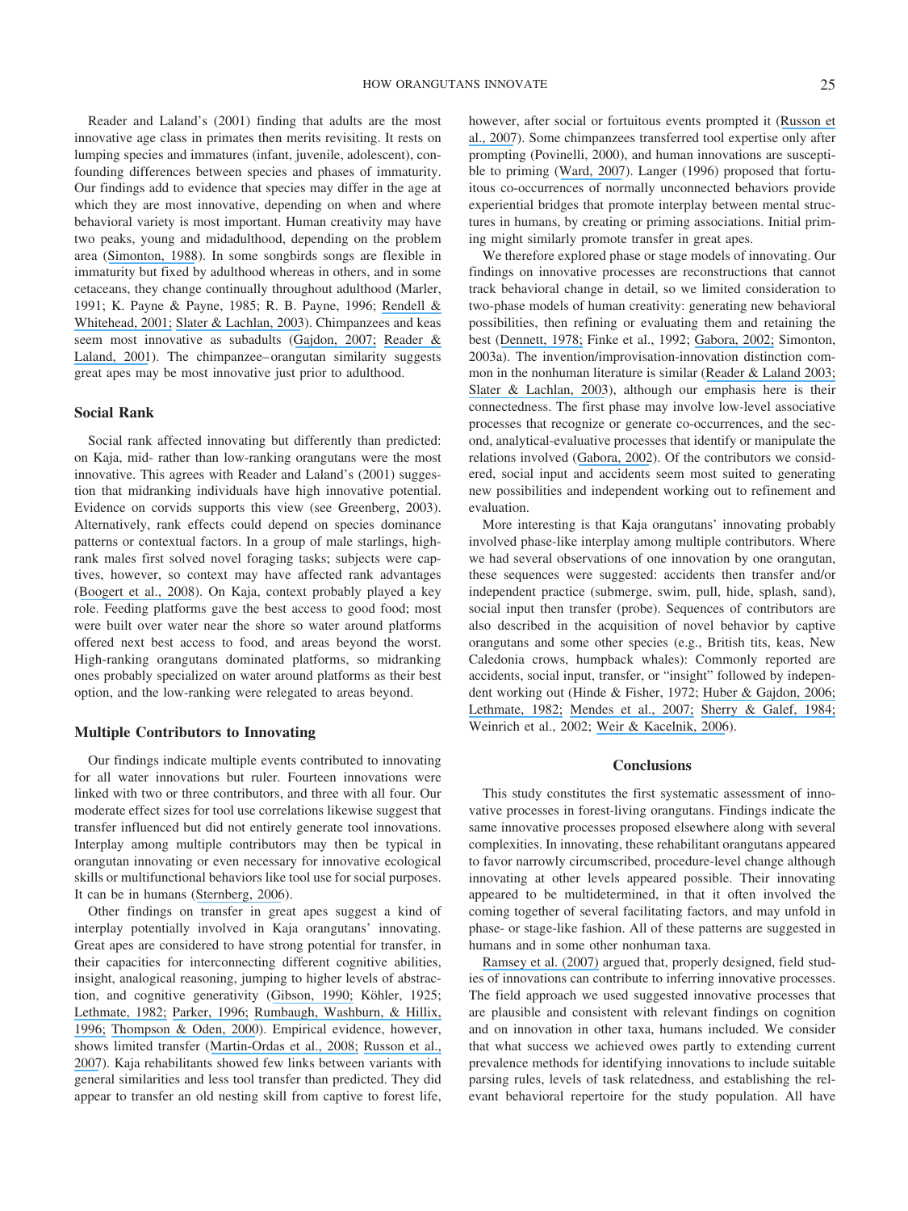Reader and Laland's (2001) finding that adults are the most innovative age class in primates then merits revisiting. It rests on lumping species and immatures (infant, juvenile, adolescent), confounding differences between species and phases of immaturity. Our findings add to evidence that species may differ in the age at which they are most innovative, depending on when and where behavioral variety is most important. Human creativity may have two peaks, young and midadulthood, depending on the problem area (Simonton, 1988). In some songbirds songs are flexible in immaturity but fixed by adulthood whereas in others, and in some cetaceans, they change continually throughout adulthood (Marler, 1991; K. Payne & Payne, 1985; R. B. Payne, 1996; Rendell & Whitehead, 2001; Slater & Lachlan, 2003). Chimpanzees and keas seem most innovative as subadults (Gajdon, 2007; Reader & Laland, 2001). The chimpanzee–orangutan similarity suggests great apes may be most innovative just prior to adulthood.

### Social Rank

Social rank affected innovating but differently than predicted: on Kaja, mid- rather than low-ranking orangutans were the most innovative. This agrees with Reader and Laland's (2001) suggestion that midranking individuals have high innovative potential. Evidence on corvids supports this view (see Greenberg, 2003). Alternatively, rank effects could depend on species dominance patterns or contextual factors. In a group of male starlings, high-rank males first solved novel foraging tasks; subjects were captives, however, so context may have affected rank advantages (Boogert et al., 2008). On Kaja, context probably played a key role. Feeding platforms gave the best access to good food; most were built over water near the shore so water around platforms offered next best access to food, and areas beyond the worst. High-ranking orangutans dominated platforms, so midranking ones probably specialized on water around platforms as their best option, and the low-ranking were relegated to areas beyond.

### Multiple Contributors to Innovating

Our findings indicate multiple events contributed to innovating for all water innovations but ruler. Fourteen innovations were linked with two or three contributors, and three with all four. Our moderate effect sizes for tool use correlations likewise suggest that transfer influenced but did not entirely generate tool innovations. Interplay among multiple contributors may then be typical in orangutan innovating or even necessary for innovative ecological skills or multifunctional behaviors like tool use for social purposes. It can be in humans (Sternberg, 2006).

Other findings on transfer in great apes suggest a kind of interplay potentially involved in Kaja orangutans' innovating. Great apes are considered to have strong potential for transfer, in their capacities for interconnecting different cognitive abilities, insight, analogical reasoning, jumping to higher levels of abstraction, and cognitive generativity (Gibson, 1990; Köhler, 1925; Lethmate, 1982; Parker, 1996; Rumbaugh, Washburn, & Hillix, 1996; Thompson & Oden, 2000). Empirical evidence, however, shows limited transfer (Martin-Ordas et al., 2008; Russon et al., 2007). Kaja rehabilitants showed few links between variants with general similarities and less tool transfer than predicted. They did appear to transfer an old nesting skill from captive to forest life, however, after social or fortuitous events prompted it (Russon et al., 2007). Some chimpanzees transferred tool expertise only after prompting (Povinelli, 2000), and human innovations are susceptible to priming (Ward, 2007). Langer (1996) proposed that fortuitous co-occurrences of normally unconnected behaviors provide experiential bridges that promote interplay between mental structures in humans, by creating or priming associations. Initial priming might similarly promote transfer in great apes.

We therefore explored phase or stage models of innovating. Our findings on innovative processes are reconstructions that cannot track behavioral change in detail, so we limited consideration to two-phase models of human creativity: generating new behavioral possibilities, then refining or evaluating them and retaining the best (Dennett, 1978; Finke et al., 1992; Gabora, 2002; Simonton, 2003a). The invention/improvisation-innovation distinction common in the nonhuman literature is similar (Reader & Laland 2003; Slater & Lachlan, 2003), although our emphasis here is their connectedness. The first phase may involve low-level associative processes that recognize or generate co-occurrences, and the second, analytical-evaluative processes that identify or manipulate the relations involved (Gabora, 2002). Of the contributors we considered, social input and accidents seem most suited to generating new possibilities and independent working out to refinement and evaluation.

More interesting is that Kaja orangutans' innovating probably involved phase-like interplay among multiple contributors. Where we had several observations of one innovation by one orangutan, these sequences were suggested: accidents then transfer and/or independent practice (submerge, swim, pull, hide, splash, sand), social input then transfer (probe). Sequences of contributors are also described in the acquisition of novel behavior by captive orangutans and some other species (e.g., British tits, keas, New Caledonia crows, humpback whales): Commonly reported are accidents, social input, transfer, or "insight" followed by independent working out (Hinde & Fisher, 1972; Huber & Gajdon, 2006; Lethmate, 1982; Mendes et al., 2007; Sherry & Galef, 1984; Weinrich et al., 2002; Weir & Kacelnik, 2006).

## Conclusions

This study constitutes the first systematic assessment of innovative processes in forest-living orangutans. Findings indicate the same innovative processes proposed elsewhere along with several complexities. In innovating, these rehabilitant orangutans appeared to favor narrowly circumscribed, procedure-level change although innovating at other levels appeared possible. Their innovating appeared to be multidetermined, in that it often involved the coming together of several facilitating factors, and may unfold in phase- or stage-like fashion. All of these patterns are suggested in humans and in some other nonhuman taxa.

Ramsey et al. (2007) argued that, properly designed, field studies of innovations can contribute to inferring innovative processes. The field approach we used suggested innovative processes that are plausible and consistent with relevant findings on cognition and on innovation in other taxa, humans included. We consider that what success we achieved owes partly to extending current prevalence methods for identifying innovations to include suitable parsing rules, levels of task relatedness, and establishing the relevant behavioral repertoire for the study population. All have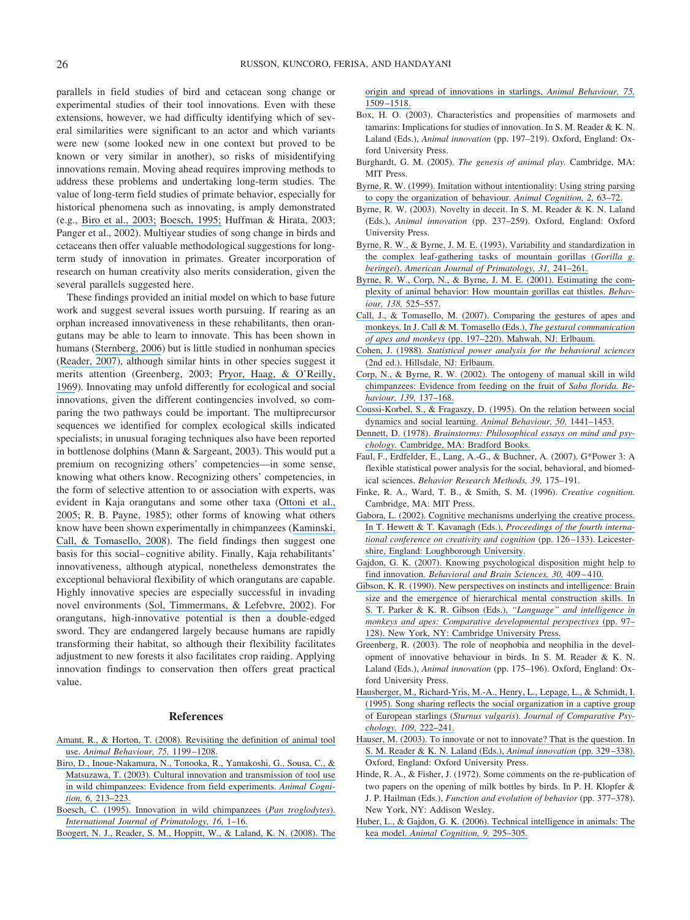parallels in field studies of bird and cetacean song change or experimental studies of their tool innovations. Even with these extensions, however, we had difficulty identifying which of several similarities were significant to an actor and which variants were new (some looked new in one context but proved to be known or very similar in another), so risks of misidentifying innovations remain. Moving ahead requires improving methods to address these problems and undertaking long-term studies. The value of long-term field studies of primate behavior, especially for historical phenomena such as innovating, is amply demonstrated (e.g., Biro et al., 2003; Boesch, 1995; Huffman & Hirata, 2003; Panger et al., 2002). Multiyear studies of song change in birds and cetaceans then offer valuable methodological suggestions for long-term study of innovation in primates. Greater incorporation of research on human creativity also merits consideration, given the several parallels suggested here.

These findings provided an initial model on which to base future work and suggest several issues worth pursuing. If rearing as an orphan increased innovativeness in these rehabilitants, then orangutans may be able to learn to innovate. This has been shown in humans (Sternberg, 2006) but is little studied in nonhuman species (Reader, 2007), although similar hints in other species suggest it merits attention (Greenberg, 2003; Pryor, Haag, & O'Reilly, 1969). Innovating may unfold differently for ecological and social innovations, given the different contingencies involved, so comparing the two pathways could be important. The multiprecursor sequences we identified for complex ecological skills indicated specialists; in unusual foraging techniques also have been reported in bottlenose dolphins (Mann & Sargeant, 2003). This would put a premium on recognizing others' competencies—in some sense, knowing what others know. Recognizing others' competencies, in the form of selective attention to or association with experts, was evident in Kaja orangutans and some other taxa (Ottoni et al., 2005; R. B. Payne, 1985); other forms of knowing what others know have been shown experimentally in chimpanzees (Kaminski, Call, & Tomasello, 2008). The field findings then suggest one basis for this social–cognitive ability. Finally, Kaja rehabilitants' innovativeness, although atypical, nonetheless demonstrates the exceptional behavioral flexibility of which orangutans are capable. Highly innovative species are especially successful in invading novel environments (Sol, Timmermans, & Lefebvre, 2002). For orangutans, high-innovative potential is then a double-edged sword. They are endangered largely because humans are rapidly transforming their habitat, so although their flexibility facilitates adjustment to new forests it also facilitates crop raiding. Applying innovation findings to conservation then offers great practical value.

## References

Amant, R., & Horton, T. (2008). Revisiting the definition of animal tool use. *Animal Behaviour, 75,* 1199–1208.

Biro, D., Inoue-Nakamura, N., Tonooka, R., Yamakoshi, G., Sousa, C., & Matsuzawa, T. (2003). Cultural innovation and transmission of tool use in wild chimpanzees: Evidence from field experiments. *Animal Cognition, 6,* 213–223.

Boesch, C. (1995). Innovation in wild chimpanzees (*Pan troglodytes*). *International Journal of Primatology, 16,* 1–16.

Boogert, N. J., Reader, S. M., Hoppitt, W., & Laland, K. N. (2008). The origin and spread of innovations in starlings, *Animal Behaviour, 75,* 1509–1518.

Box, H. O. (2003). Characteristics and propensities of marmosets and tamarins: Implications for studies of innovation. In S. M. Reader & K. N. Laland (Eds.), *Animal innovation* (pp. 197–219). Oxford, England: Oxford University Press.

Burghardt, G. M. (2005). *The genesis of animal play.* Cambridge, MA: MIT Press.

Byrne, R. W. (1999). Imitation without intentionality: Using string parsing to copy the organization of behaviour. *Animal Cognition, 2,* 63–72.

Byrne, R. W. (2003). Novelty in deceit. In S. M. Reader & K. N. Laland (Eds.), *Animal innovation* (pp. 237–259). Oxford, England: Oxford University Press.

Byrne, R. W., & Byrne, J. M. E. (1993). Variability and standardization in the complex leaf-gathering tasks of mountain gorillas (*Gorilla g. beringei*). *American Journal of Primatology, 31,* 241–261.

Byrne, R. W., Corp, N., & Byrne, J. M. E. (2001). Estimating the complexity of animal behavior: How mountain gorillas eat thistles. *Behaviour, 138,* 525–557.

Call, J., & Tomasello, M. (2007). Comparing the gestures of apes and monkeys. In J. Call & M. Tomasello (Eds.), *The gestural communication of apes and monkeys* (pp. 197–220). Mahwah, NJ: Erlbaum.

Cohen, J. (1988). *Statistical power analysis for the behavioral sciences* (2nd ed.). Hillsdale, NJ: Erlbaum.

Corp, N., & Byrne, R. W. (2002). The ontogeny of manual skill in wild chimpanzees: Evidence from feeding on the fruit of *Saba florida*. *Behaviour, 139,* 137–168.

Coussi-Korbel, S., & Fragaszy, D. (1995). On the relation between social dynamics and social learning. *Animal Behaviour, 50,* 1441–1453.

Dennett, D. (1978). *Brainstorms: Philosophical essays on mind and psychology.* Cambridge, MA: Bradford Books.

Faul, F., Erdfelder, E., Lang, A.-G., & Buchner, A. (2007). G*Power 3: A flexible statistical power analysis for the social, behavioral, and biomedical sciences. *Behavior Research Methods, 39,* 175–191.

Finke, R. A., Ward, T. B., & Smith, S. M. (1996). *Creative cognition.* Cambridge, MA: MIT Press.

Gabora, L. (2002). Cognitive mechanisms underlying the creative process. In T. Hewett & T. Kavanagh (Eds.), *Proceedings of the fourth international conference on creativity and cognition* (pp. 126–133). Leicestershire, England: Loughborough University.

Gajdon, G. K. (2007). Knowing psychological disposition might help to find innovation. *Behavioral and Brain Sciences, 30,* 409–410.

Gibson, K. R. (1990). New perspectives on instincts and intelligence: Brain size and the emergence of hierarchical mental construction skills. In S. T. Parker & K. R. Gibson (Eds.), *"Language" and intelligence in monkeys and apes: Comparative developmental perspectives* (pp. 97–128). New York, NY: Cambridge University Press.

Greenberg, R. (2003). The role of neophobia and neophilia in the development of innovative behaviour in birds. In S. M. Reader & K. N. Laland (Eds.), *Animal innovation* (pp. 175–196). Oxford, England: Oxford University Press.

Hausberger, M., Richard-Yris, M.-A., Henry, L., Lepage, L., & Schmidt, I. (1995). Song sharing reflects the social organization in a captive group of European starlings (*Sturnus vulgaris*). *Journal of Comparative Psychology, 109,* 222–241.

Hauser, M. (2003). To innovate or not to innovate? That is the question. In S. M. Reader & K. N. Laland (Eds.), *Animal innovation* (pp. 329–338). Oxford, England: Oxford University Press.

Hinde, R. A., & Fisher, J. (1972). Some comments on the re-publication of two papers on the opening of milk bottles by birds. In P. H. Klopfer & J. P. Hailman (Eds.), *Function and evolution of behavior* (pp. 377–378). New York, NY: Addison Wesley.

Huber, L., & Gajdon, G. K. (2006). Technical intelligence in animals: The kea model. *Animal Cognition, 9,* 295–305.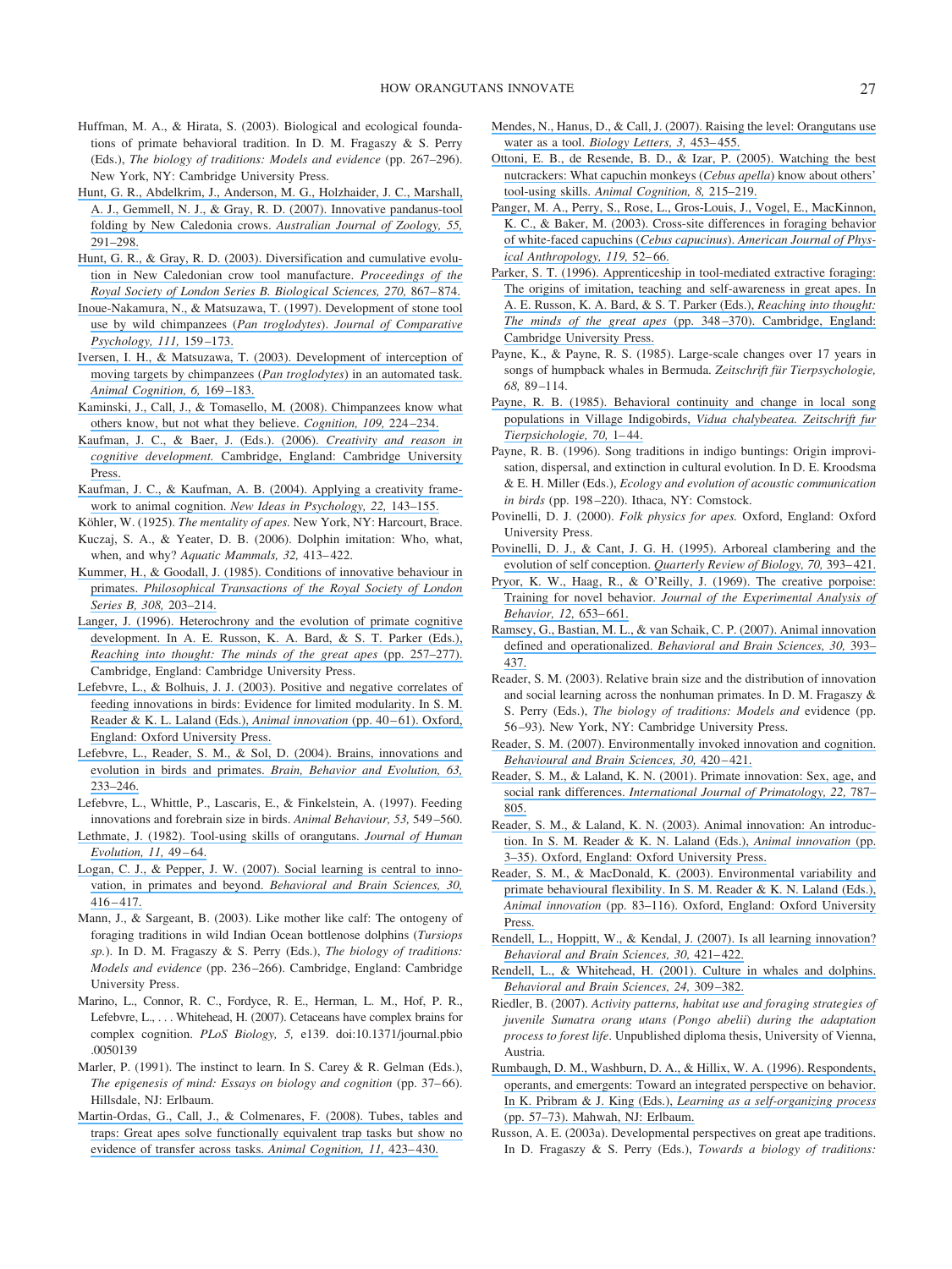Huffman, M. A., & Hirata, S. (2003). Biological and ecological foundations of primate behavioral tradition. In D. M. Fragaszy & S. Perry (Eds.), *The biology of traditions: Models and evidence* (pp. 267–296). New York, NY: Cambridge University Press.

Hunt, G. R., Abdelkrim, J., Anderson, M. G., Holzhaider, J. C., Marshall, A. J., Gemmell, N. J., & Gray, R. D. (2007). Innovative pandanus-tool folding by New Caledonia crows. *Australian Journal of Zoology, 55,* 291–298.

Hunt, G. R., & Gray, R. D. (2003). Diversification and cumulative evolution in New Caledonian crow tool manufacture. *Proceedings of the Royal Society of London Series B. Biological Sciences, 270,* 867–874.

Inoue-Nakamura, N., & Matsuzawa, T. (1997). Development of stone tool use by wild chimpanzees (*Pan troglodytes*). *Journal of Comparative Psychology, 111,* 159–173.

Iversen, I. H., & Matsuzawa, T. (2003). Development of interception of moving targets by chimpanzees (*Pan troglodytes*) in an automated task. *Animal Cognition, 6,* 169–183.

Kaminski, J., Call, J., & Tomasello, M. (2008). Chimpanzees know what others know, but not what they believe. *Cognition, 109,* 224–234.

Kaufman, J. C., & Baer, J. (Eds.). (2006). *Creativity and reason in cognitive development.* Cambridge, England: Cambridge University Press.

Kaufman, J. C., & Kaufman, A. B. (2004). Applying a creativity framework to animal cognition. *New Ideas in Psychology, 22,* 143–155.

Köhler, W. (1925). *The mentality of apes.* New York, NY: Harcourt, Brace.

Kuczaj, S. A., & Yeater, D. B. (2006). Dolphin imitation: Who, what, when, and why? *Aquatic Mammals, 32,* 413–422.

Kummer, H., & Goodall, J. (1985). Conditions of innovative behaviour in primates. *Philosophical Transactions of the Royal Society of London Series B, 308,* 203–214.

Langer, J. (1996). Heterochrony and the evolution of primate cognitive development. In A. E. Russon, K. A. Bard, & S. T. Parker (Eds.), *Reaching into thought: The minds of the great apes* (pp. 257–277). Cambridge, England: Cambridge University Press.

Lefebvre, L., & Bolhuis, J. J. (2003). Positive and negative correlates of feeding innovations in birds: Evidence for limited modularity. In S. M. Reader & K. L. Laland (Eds.), *Animal innovation* (pp. 40–61). Oxford, England: Oxford University Press.

Lefebvre, L., Reader, S. M., & Sol, D. (2004). Brains, innovations and evolution in birds and primates. *Brain, Behavior and Evolution, 63,* 233–246.

Lefebvre, L., Whittle, P., Lascaris, E., & Finkelstein, A. (1997). Feeding innovations and forebrain size in birds. *Animal Behaviour, 53,* 549–560.

Lethmate, J. (1982). Tool-using skills of orangutans. *Journal of Human Evolution, 11,* 49–64.

Logan, C. J., & Pepper, J. W. (2007). Social learning is central to innovation, in primates and beyond. *Behavioral and Brain Sciences, 30,* 416–417.

Mann, J., & Sargeant, B. (2003). Like mother like calf: The ontogeny of foraging traditions in wild Indian Ocean bottlenose dolphins (*Tursiops sp.*). In D. M. Fragaszy & S. Perry (Eds.), *The biology of traditions: Models and evidence* (pp. 236–266). Cambridge, England: Cambridge University Press.

Marino, L., Connor, R. C., Fordyce, R. E., Herman, L. M., Hof, P. R., Lefebvre, L., . . . Whitehead, H. (2007). Cetaceans have complex brains for complex cognition. *PLoS Biology, 5,* e139. doi:10.1371/journal.pbio.0050139

Marler, P. (1991). The instinct to learn. In S. Carey & R. Gelman (Eds.), *The epigenesis of mind: Essays on biology and cognition* (pp. 37–66). Hillsdale, NJ: Erlbaum.

Martin-Ordas, G., Call, J., & Colmenares, F. (2008). Tubes, tables and traps: Great apes solve functionally equivalent trap tasks but show no evidence of transfer across tasks. *Animal Cognition, 11,* 423–430.

Mendes, N., Hanus, D., & Call, J. (2007). Raising the level: Orangutans use water as a tool. *Biology Letters, 3,* 453–455.

Ottoni, E. B., de Resende, B. D., & Izar, P. (2005). Watching the best nutcrackers: What capuchin monkeys (*Cebus apella*) know about others' tool-using skills. *Animal Cognition, 8,* 215–219.

Panger, M. A., Perry, S., Rose, L., Gros-Louis, J., Vogel, E., MacKinnon, K. C., & Baker, M. (2003). Cross-site differences in foraging behavior of white-faced capuchins (*Cebus capucinus*). *American Journal of Physical Anthropology, 119,* 52–66.

Parker, S. T. (1996). Apprenticeship in tool-mediated extractive foraging: The origins of imitation, teaching and self-awareness in great apes. In A. E. Russon, K. A. Bard, & S. T. Parker (Eds.), *Reaching into thought: The minds of the great apes* (pp. 348–370). Cambridge, England: Cambridge University Press.

Payne, K., & Payne, R. S. (1985). Large-scale changes over 17 years in songs of humpback whales in Bermuda. *Zeitschrift für Tierpsychologie, 68,* 89–114.

Payne, R. B. (1985). Behavioral continuity and change in local song populations in Village Indigobirds, *Vidua chalybeatea. Zeitschrift fur Tierpsichologie, 70,* 1–44.

Payne, R. B. (1996). Song traditions in indigo buntings: Origin improvisation, dispersal, and extinction in cultural evolution. In D. E. Kroodsma & E. H. Miller (Eds.), *Ecology and evolution of acoustic communication in birds* (pp. 198–220). Ithaca, NY: Comstock.

Povinelli, D. J. (2000). *Folk physics for apes.* Oxford, England: Oxford University Press.

Povinelli, D. J., & Cant, J. G. H. (1995). Arboreal clambering and the evolution of self conception. *Quarterly Review of Biology, 70,* 393–421.

Pryor, K. W., Haag, R., & O'Reilly, J. (1969). The creative porpoise: Training for novel behavior. *Journal of the Experimental Analysis of Behavior, 12,* 653–661.

Ramsey, G., Bastian, M. L., & van Schaik, C. P. (2007). Animal innovation defined and operationalized. *Behavioral and Brain Sciences, 30,* 393–437.

Reader, S. M. (2003). Relative brain size and the distribution of innovation and social learning across the nonhuman primates. In D. M. Fragaszy & S. Perry (Eds.), *The biology of traditions: Models and* evidence (pp. 56–93). New York, NY: Cambridge University Press.

Reader, S. M. (2007). Environmentally invoked innovation and cognition. *Behavioural and Brain Sciences, 30,* 420–421.

Reader, S. M., & Laland, K. N. (2001). Primate innovation: Sex, age, and social rank differences. *International Journal of Primatology, 22,* 787–805.

Reader, S. M., & Laland, K. N. (2003). Animal innovation: An introduction. In S. M. Reader & K. N. Laland (Eds.), *Animal innovation* (pp. 3–35). Oxford, England: Oxford University Press.

Reader, S. M., & MacDonald, K. (2003). Environmental variability and primate behavioural flexibility. In S. M. Reader & K. N. Laland (Eds.), *Animal innovation* (pp. 83–116). Oxford, England: Oxford University Press.

Rendell, L., Hoppitt, W., & Kendal, J. (2007). Is all learning innovation? *Behavioral and Brain Sciences, 30,* 421–422.

Rendell, L., & Whitehead, H. (2001). Culture in whales and dolphins. *Behavioral and Brain Sciences, 24,* 309–382.

Riedler, B. (2007). *Activity patterns, habitat use and foraging strategies of juvenile Sumatra orang utans (Pongo abelii) during the adaptation process to forest life.* Unpublished diploma thesis, University of Vienna, Austria.

Rumbaugh, D. M., Washburn, D. A., & Hillix, W. A. (1996). Respondents, operants, and emergents: Toward an integrated perspective on behavior. In K. Pribram & J. King (Eds.), *Learning as a self-organizing process* (pp. 57–73). Mahwah, NJ: Erlbaum.

Russon, A. E. (2003a). Developmental perspectives on great ape traditions. In D. Fragaszy & S. Perry (Eds.), *Towards a biology of traditions:*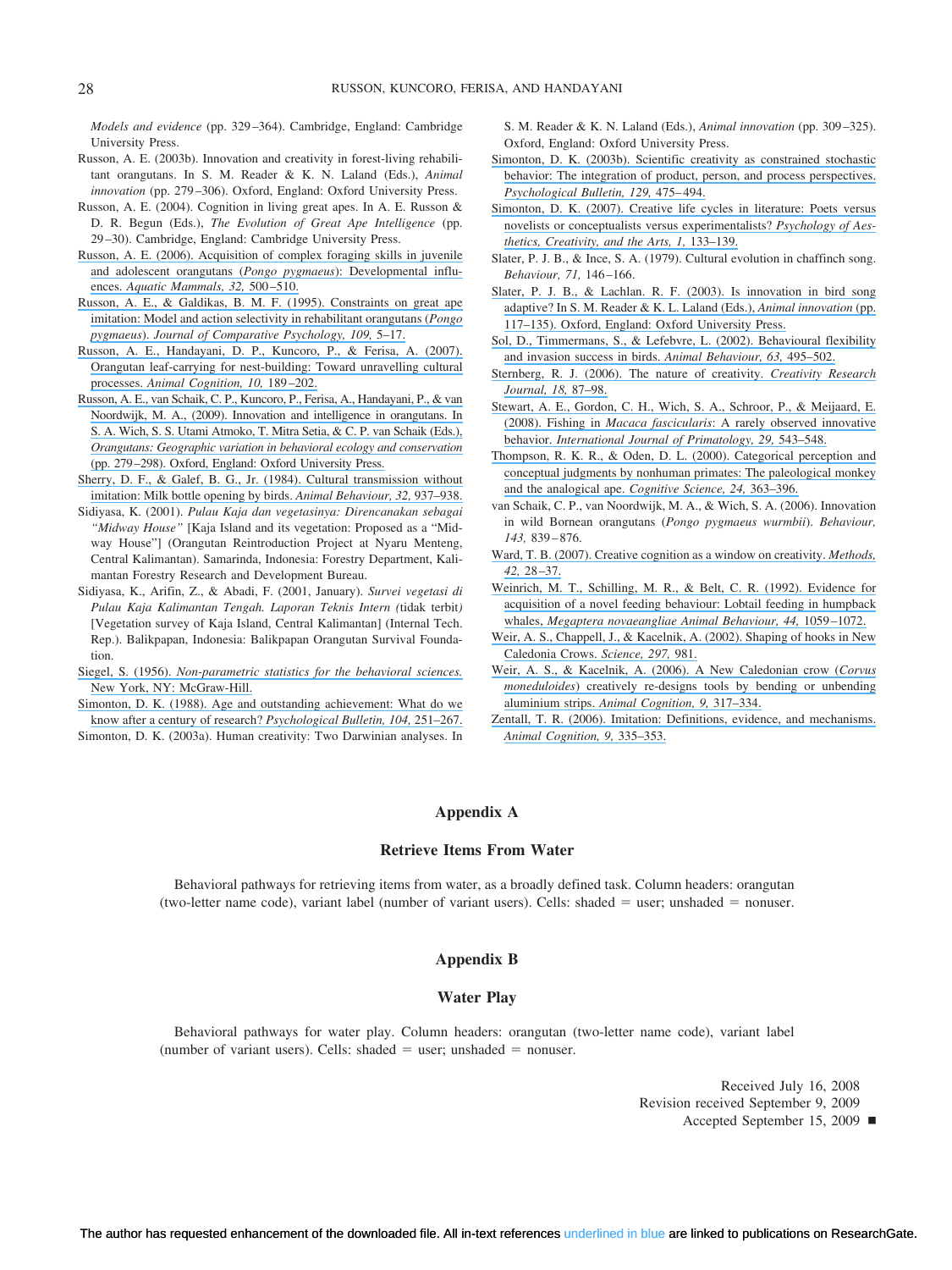*Models and evidence* (pp. 329–364). Cambridge, England: Cambridge University Press.

Russon, A. E. (2003b). Innovation and creativity in forest-living rehabilitant orangutans. In S. M. Reader & K. N. Laland (Eds.), *Animal innovation* (pp. 279–306). Oxford, England: Oxford University Press.

Russon, A. E. (2004). Cognition in living great apes. In A. E. Russon & D. R. Begun (Eds.), *The Evolution of Great Ape Intelligence* (pp. 29–30). Cambridge, England: Cambridge University Press.

Russon, A. E. (2006). Acquisition of complex foraging skills in juvenile and adolescent orangutans (*Pongo pygmaeus*): Developmental influences. *Aquatic Mammals, 32,* 500–510.

Russon, A. E., & Galdikas, B. M. F. (1995). Constraints on great ape imitation: Model and action selectivity in rehabilitant orangutans (*Pongo pygmaeus*). *Journal of Comparative Psychology, 109,* 5–17.

Russon, A. E., Handayani, D. P., Kuncoro, P., & Ferisa, A. (2007). Orangutan leaf-carrying for nest-building: Toward unravelling cultural processes. *Animal Cognition, 10,* 189–202.

Russon, A. E., van Schaik, C. P., Kuncoro, P., Ferisa, A., Handayani, P., & van Noordwijk, M. A., (2009). Innovation and intelligence in orangutans. In S. A. Wich, S. S. Utami Atmoko, T. Mitra Setia, & C. P. van Schaik (Eds.), *Orangutans: Geographic variation in behavioral ecology and conservation* (pp. 279–298). Oxford, England: Oxford University Press.

Sherry, D. F., & Galef, B. G., Jr. (1984). Cultural transmission without imitation: Milk bottle opening by birds. *Animal Behaviour, 32,* 937–938.

Sidiyasa, K. (2001). *Pulau Kaja dan vegetasinya: Direncanakan sebagai "Midway House"* [Kaja Island and its vegetation: Proposed as a "Midway House"] (Orangutan Reintroduction Project at Nyaru Menteng, Central Kalimantan). Samarinda, Indonesia: Forestry Department, Kalimantan Forestry Research and Development Bureau.

Sidiyasa, K., Arifin, Z., & Abadi, F. (2001, January). *Survei vegetasi di Pulau Kaja Kalimantan Tengah. Laporan Teknis Intern (*tidak terbit*)* [Vegetation survey of Kaja Island, Central Kalimantan] (Internal Tech. Rep.). Balikpapan, Indonesia: Balikpapan Orangutan Survival Foundation.

Siegel, S. (1956). *Non-parametric statistics for the behavioral sciences.* New York, NY: McGraw-Hill.

Simonton, D. K. (1988). Age and outstanding achievement: What do we know after a century of research? *Psychological Bulletin, 104,* 251–267.

Simonton, D. K. (2003a). Human creativity: Two Darwinian analyses. In S. M. Reader & K. N. Laland (Eds.), *Animal innovation* (pp. 309–325). Oxford, England: Oxford University Press.

Simonton, D. K. (2003b). Scientific creativity as constrained stochastic behavior: The integration of product, person, and process perspectives. *Psychological Bulletin, 129,* 475–494.

Simonton, D. K. (2007). Creative life cycles in literature: Poets versus novelists or conceptualists versus experimentalists? *Psychology of Aesthetics, Creativity, and the Arts, 1,* 133–139.

Slater, P. J. B., & Ince, S. A. (1979). Cultural evolution in chaffinch song. *Behaviour, 71,* 146–166.

Slater, P. J. B., & Lachlan. R. F. (2003). Is innovation in bird song adaptive? In S. M. Reader & K. L. Laland (Eds.), *Animal innovation* (pp. 117–135). Oxford, England: Oxford University Press.

Sol, D., Timmermans, S., & Lefebvre, L. (2002). Behavioural flexibility and invasion success in birds. *Animal Behaviour, 63,* 495–502.

Sternberg, R. J. (2006). The nature of creativity. *Creativity Research Journal, 18,* 87–98.

Stewart, A. E., Gordon, C. H., Wich, S. A., Schroor, P., & Meijaard, E. (2008). Fishing in *Macaca fascicularis*: A rarely observed innovative behavior. *International Journal of Primatology, 29,* 543–548.

Thompson, R. K. R., & Oden, D. L. (2000). Categorical perception and conceptual judgments by nonhuman primates: The paleological monkey and the analogical ape. *Cognitive Science, 24,* 363–396.

van Schaik, C. P., van Noordwijk, M. A., & Wich, S. A. (2006). Innovation in wild Bornean orangutans (*Pongo pygmaeus wurmbii*). *Behaviour, 143,* 839–876.

Ward, T. B. (2007). Creative cognition as a window on creativity. *Methods, 42,* 28–37.

Weinrich, M. T., Schilling, M. R., & Belt, C. R. (1992). Evidence for acquisition of a novel feeding behaviour: Lobtail feeding in humpback whales, *Megaptera novaeangliae Animal Behaviour, 44,* 1059–1072.

Weir, A. S., Chappell, J., & Kacelnik, A. (2002). Shaping of hooks in New Caledonia Crows. *Science, 297,* 981.

Weir, A. S., & Kacelnik, A. (2006). A New Caledonian crow (*Corvus moneduloides*) creatively re-designs tools by bending or unbending aluminium strips. *Animal Cognition, 9,* 317–334.

Zentall, T. R. (2006). Imitation: Definitions, evidence, and mechanisms. *Animal Cognition, 9,* 335–353.

## Appendix A

### Retrieve Items From Water

Behavioral pathways for retrieving items from water, as a broadly defined task. Column headers: orangutan (two-letter name code), variant label (number of variant users). Cells: shaded = user; unshaded = nonuser.

## Appendix B

### Water Play

Behavioral pathways for water play. Column headers: orangutan (two-letter name code), variant label (number of variant users). Cells: shaded = user; unshaded = nonuser.

Received July 16, 2008
Revision received September 9, 2009
Accepted September 15, 2009 ■

The author has requested enhancement of the downloaded file. All in-text references underlined in blue are linked to publications on ResearchGate.